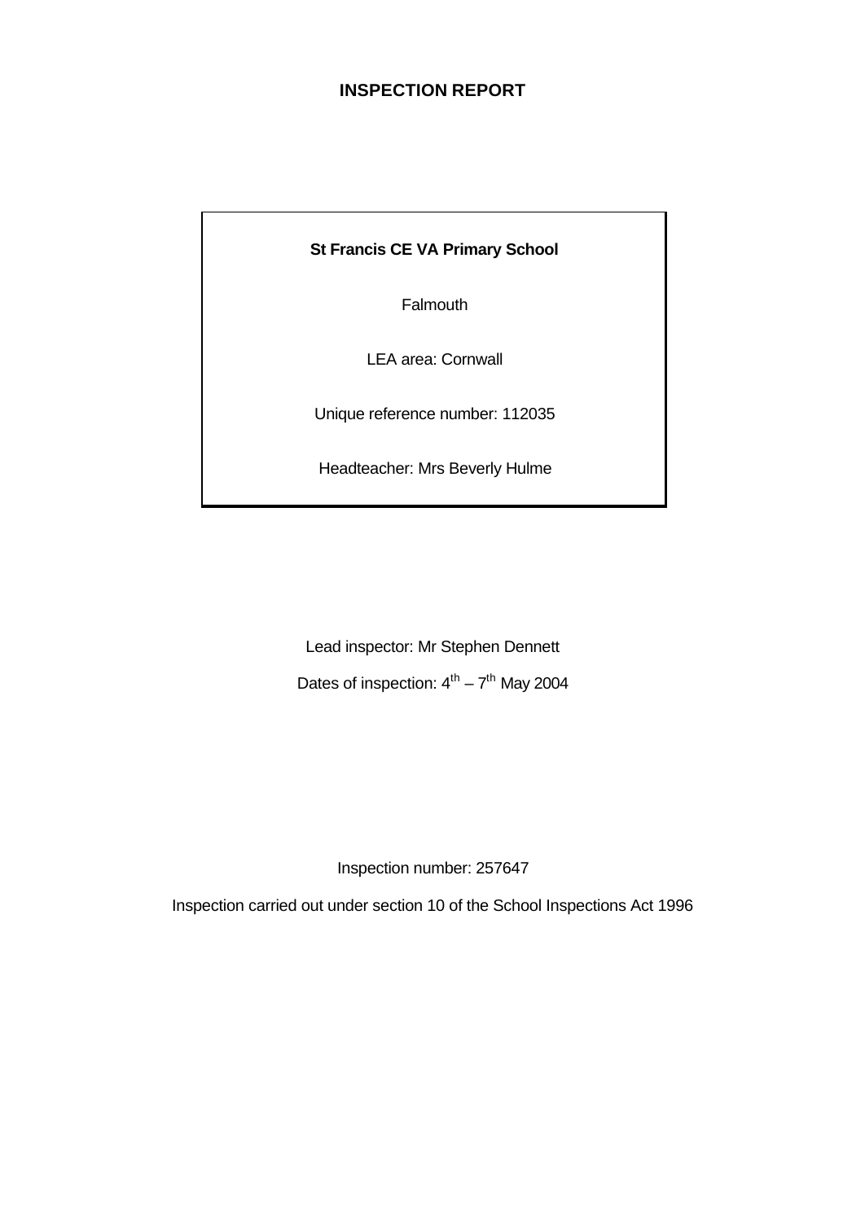# INSPECTION REPORT

**St Francis CE VA Primary School**

Falmouth

LEA area: Cornwall

Unique reference number: 112035

Headteacher: Mrs Beverly Hulme

Lead inspector: Mr Stephen Dennett

Dates of inspection: 4th – 7th May 2004

Inspection number: 257647

Inspection carried out under section 10 of the School Inspections Act 1996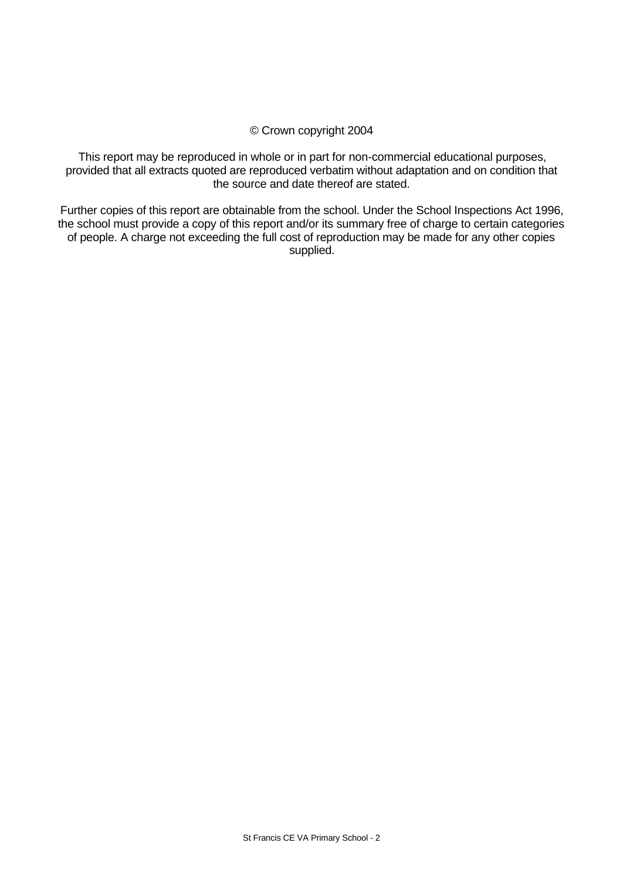© Crown copyright 2004

This report may be reproduced in whole or in part for non-commercial educational purposes, provided that all extracts quoted are reproduced verbatim without adaptation and on condition that the source and date thereof are stated.

Further copies of this report are obtainable from the school. Under the School Inspections Act 1996, the school must provide a copy of this report and/or its summary free of charge to certain categories of people. A charge not exceeding the full cost of reproduction may be made for any other copies supplied.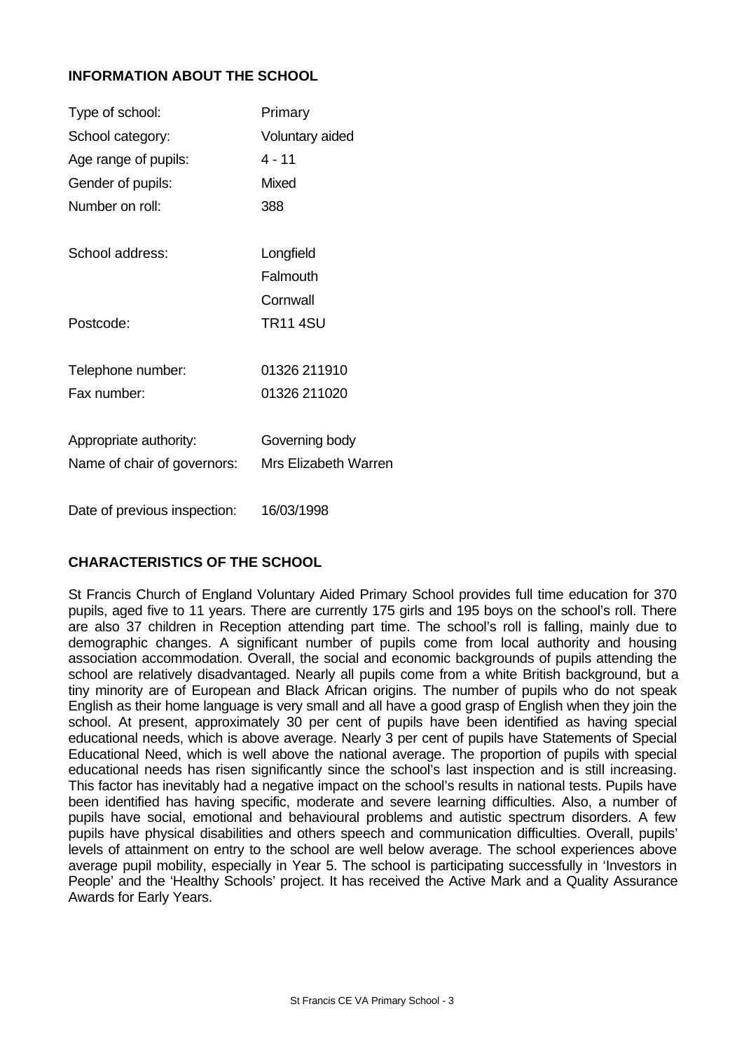## INFORMATION ABOUT THE SCHOOL

| | |
|---|---|
| Type of school: | Primary |
| School category: | Voluntary aided |
| Age range of pupils: | 4 - 11 |
| Gender of pupils: | Mixed |
| Number on roll: | 388 |
| School address: | Longfield<br>Falmouth<br>Cornwall |
| Postcode: | TR11 4SU |
| Telephone number: | 01326 211910 |
| Fax number: | 01326 211020 |
| Appropriate authority: | Governing body |
| Name of chair of governors: | Mrs Elizabeth Warren |
| Date of previous inspection: | 16/03/1998 |

## CHARACTERISTICS OF THE SCHOOL

St Francis Church of England Voluntary Aided Primary School provides full time education for 370 pupils, aged five to 11 years. There are currently 175 girls and 195 boys on the school's roll. There are also 37 children in Reception attending part time. The school's roll is falling, mainly due to demographic changes. A significant number of pupils come from local authority and housing association accommodation. Overall, the social and economic backgrounds of pupils attending the school are relatively disadvantaged. Nearly all pupils come from a white British background, but a tiny minority are of European and Black African origins. The number of pupils who do not speak English as their home language is very small and all have a good grasp of English when they join the school. At present, approximately 30 per cent of pupils have been identified as having special educational needs, which is above average. Nearly 3 per cent of pupils have Statements of Special Educational Need, which is well above the national average. The proportion of pupils with special educational needs has risen significantly since the school's last inspection and is still increasing. This factor has inevitably had a negative impact on the school's results in national tests. Pupils have been identified has having specific, moderate and severe learning difficulties. Also, a number of pupils have social, emotional and behavioural problems and autistic spectrum disorders. A few pupils have physical disabilities and others speech and communication difficulties. Overall, pupils' levels of attainment on entry to the school are well below average. The school experiences above average pupil mobility, especially in Year 5. The school is participating successfully in 'Investors in People' and the 'Healthy Schools' project. It has received the Active Mark and a Quality Assurance Awards for Early Years.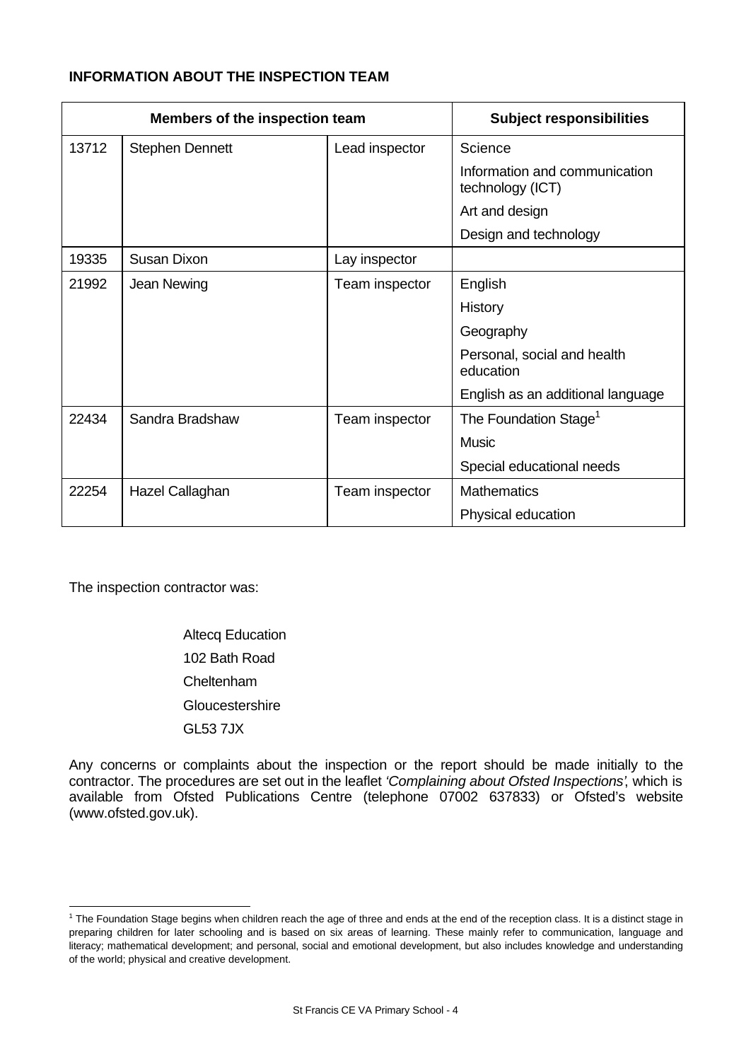**INFORMATION ABOUT THE INSPECTION TEAM**

| Members of the inspection team | | | Subject responsibilities |
|---|---|---|---|
| 13712 | Stephen Dennett | Lead inspector | Science |
| | | | Information and communication technology (ICT) |
| | | | Art and design |
| | | | Design and technology |
| 19335 | Susan Dixon | Lay inspector | |
| 21992 | Jean Newing | Team inspector | English |
| | | | History |
| | | | Geography |
| | | | Personal, social and health education |
| | | | English as an additional language |
| 22434 | Sandra Bradshaw | Team inspector | The Foundation Stage[1] |
| | | | Music |
| | | | Special educational needs |
| 22254 | Hazel Callaghan | Team inspector | Mathematics |
| | | | Physical education |

The inspection contractor was:

Altecq Education
102 Bath Road
Cheltenham
Gloucestershire
GL53 7JX

Any concerns or complaints about the inspection or the report should be made initially to the contractor. The procedures are set out in the leaflet *'Complaining about Ofsted Inspections'*, which is available from Ofsted Publications Centre (telephone 07002 637833) or Ofsted's website (www.ofsted.gov.uk).

[1] The Foundation Stage begins when children reach the age of three and ends at the end of the reception class. It is a distinct stage in preparing children for later schooling and is based on six areas of learning. These mainly refer to communication, language and literacy; mathematical development; and personal, social and emotional development, but also includes knowledge and understanding of the world; physical and creative development.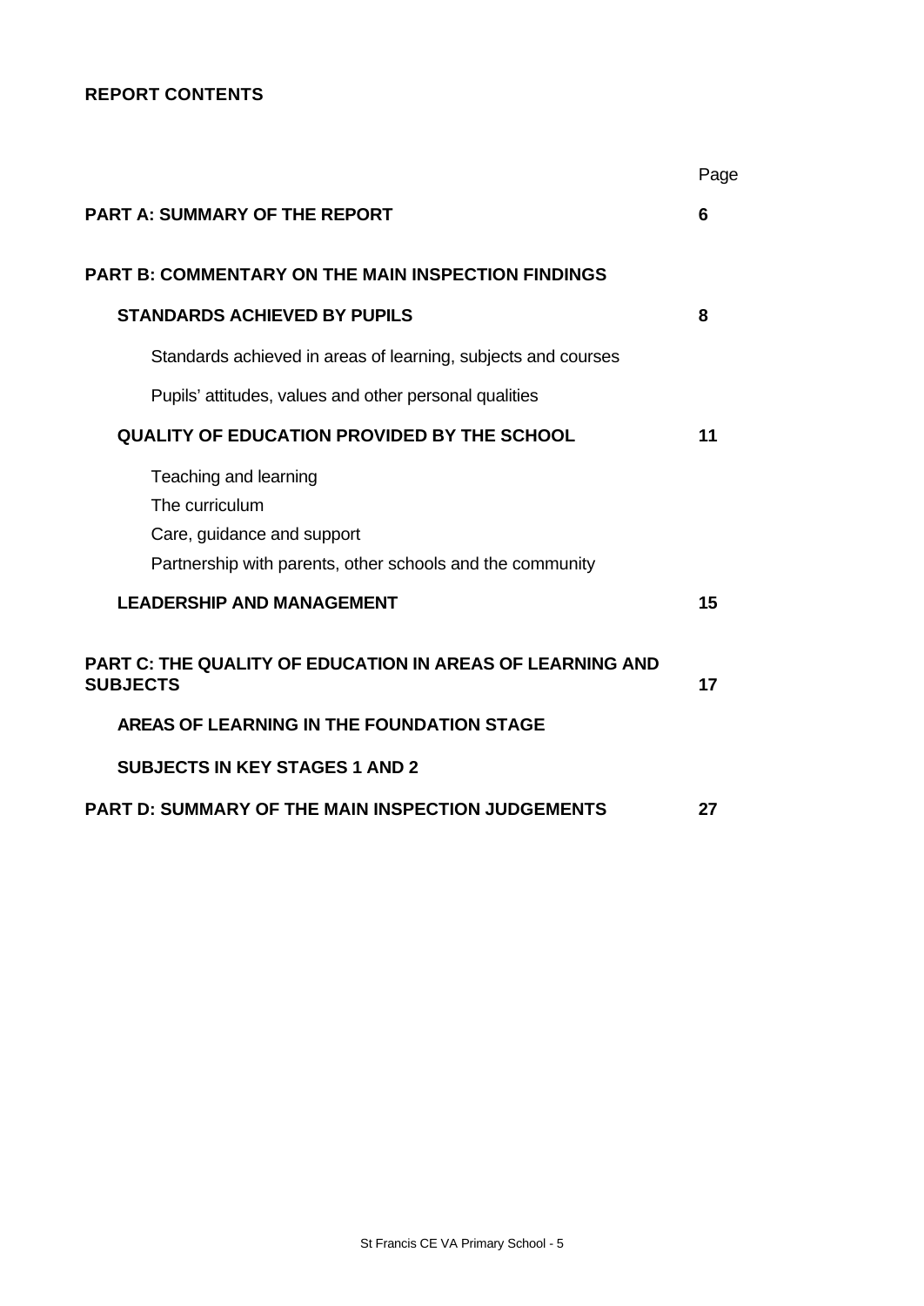**REPORT CONTENTS**

| | Page |
|---|---|
| **PART A: SUMMARY OF THE REPORT** | **6** |
| **PART B: COMMENTARY ON THE MAIN INSPECTION FINDINGS** | |
| **STANDARDS ACHIEVED BY PUPILS** | **8** |
| Standards achieved in areas of learning, subjects and courses | |
| Pupils' attitudes, values and other personal qualities | |
| **QUALITY OF EDUCATION PROVIDED BY THE SCHOOL** | **11** |
| Teaching and learning | |
| The curriculum | |
| Care, guidance and support | |
| Partnership with parents, other schools and the community | |
| **LEADERSHIP AND MANAGEMENT** | **15** |
| **PART C: THE QUALITY OF EDUCATION IN AREAS OF LEARNING AND SUBJECTS** | **17** |
| **AREAS OF LEARNING IN THE FOUNDATION STAGE** | |
| **SUBJECTS IN KEY STAGES 1 AND 2** | |
| **PART D: SUMMARY OF THE MAIN INSPECTION JUDGEMENTS** | **27** |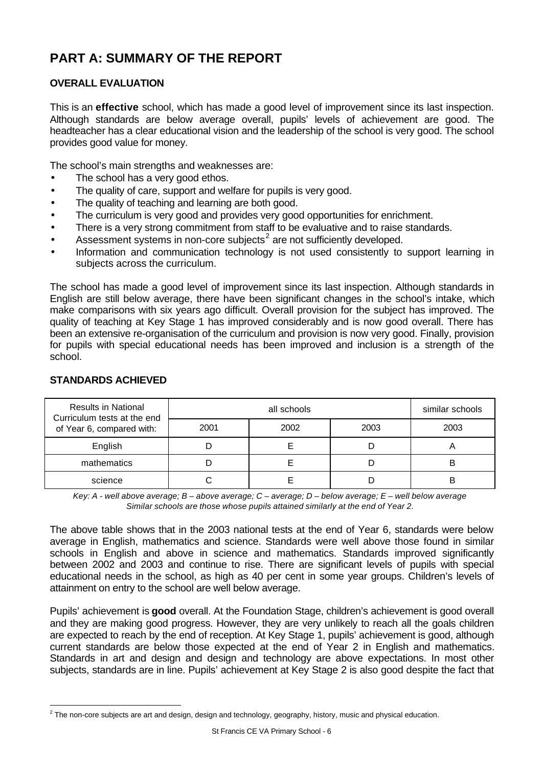# PART A: SUMMARY OF THE REPORT

## OVERALL EVALUATION

This is an **effective** school, which has made a good level of improvement since its last inspection. Although standards are below average overall, pupils' levels of achievement are good. The headteacher has a clear educational vision and the leadership of the school is very good. The school provides good value for money.

The school's main strengths and weaknesses are:

- The school has a very good ethos.
- The quality of care, support and welfare for pupils is very good.
- The quality of teaching and learning are both good.
- The curriculum is very good and provides very good opportunities for enrichment.
- There is a very strong commitment from staff to be evaluative and to raise standards.
- Assessment systems in non-core subjects[2] are not sufficiently developed.
- Information and communication technology is not used consistently to support learning in subjects across the curriculum.

The school has made a good level of improvement since its last inspection. Although standards in English are still below average, there have been significant changes in the school's intake, which make comparisons with six years ago difficult. Overall provision for the subject has improved. The quality of teaching at Key Stage 1 has improved considerably and is now good overall. There has been an extensive re-organisation of the curriculum and provision is now very good. Finally, provision for pupils with special educational needs has been improved and inclusion is a strength of the school.

## STANDARDS ACHIEVED

| Results in National Curriculum tests at the end of Year 6, compared with: | all schools | | | similar schools |
|---|---|---|---|---|
| | 2001 | 2002 | 2003 | 2003 |
| English | D | E | D | A |
| mathematics | D | E | D | B |
| science | C | E | D | B |

*Key: A - well above average; B – above average; C – average; D – below average; E – well below average*
*Similar schools are those whose pupils attained similarly at the end of Year 2.*

The above table shows that in the 2003 national tests at the end of Year 6, standards were below average in English, mathematics and science. Standards were well above those found in similar schools in English and above in science and mathematics. Standards improved significantly between 2002 and 2003 and continue to rise. There are significant levels of pupils with special educational needs in the school, as high as 40 per cent in some year groups. Children's levels of attainment on entry to the school are well below average.

Pupils' achievement is **good** overall. At the Foundation Stage, children's achievement is good overall and they are making good progress. However, they are very unlikely to reach all the goals children are expected to reach by the end of reception. At Key Stage 1, pupils' achievement is good, although current standards are below those expected at the end of Year 2 in English and mathematics. Standards in art and design and design and technology are above expectations. In most other subjects, standards are in line. Pupils' achievement at Key Stage 2 is also good despite the fact that

[2] The non-core subjects are art and design, design and technology, geography, history, music and physical education.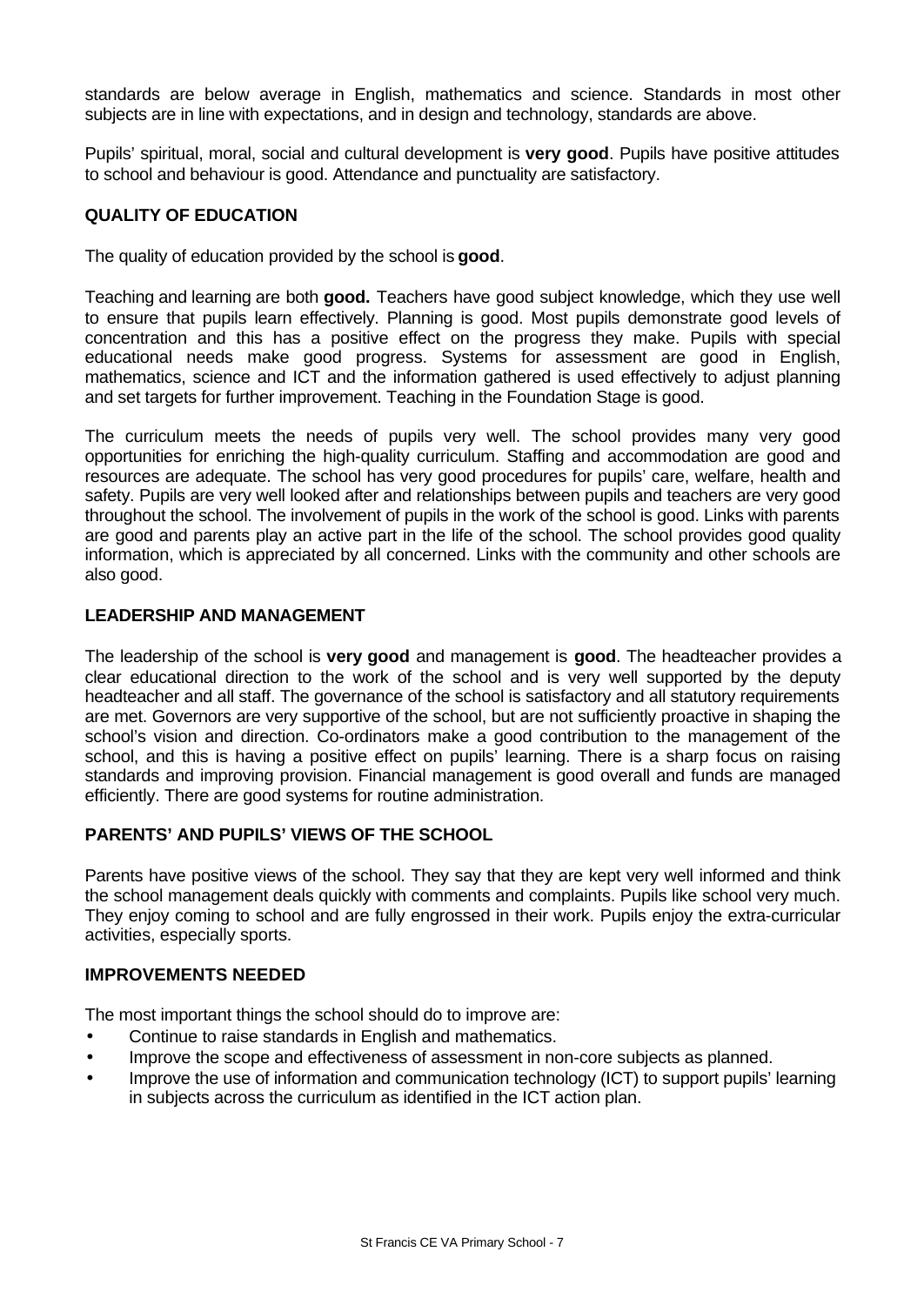standards are below average in English, mathematics and science. Standards in most other subjects are in line with expectations, and in design and technology, standards are above.

Pupils' spiritual, moral, social and cultural development is **very good**. Pupils have positive attitudes to school and behaviour is good. Attendance and punctuality are satisfactory.

### QUALITY OF EDUCATION

The quality of education provided by the school is **good**.

Teaching and learning are both **good.** Teachers have good subject knowledge, which they use well to ensure that pupils learn effectively. Planning is good. Most pupils demonstrate good levels of concentration and this has a positive effect on the progress they make. Pupils with special educational needs make good progress. Systems for assessment are good in English, mathematics, science and ICT and the information gathered is used effectively to adjust planning and set targets for further improvement. Teaching in the Foundation Stage is good.

The curriculum meets the needs of pupils very well. The school provides many very good opportunities for enriching the high-quality curriculum. Staffing and accommodation are good and resources are adequate. The school has very good procedures for pupils' care, welfare, health and safety. Pupils are very well looked after and relationships between pupils and teachers are very good throughout the school. The involvement of pupils in the work of the school is good. Links with parents are good and parents play an active part in the life of the school. The school provides good quality information, which is appreciated by all concerned. Links with the community and other schools are also good.

### LEADERSHIP AND MANAGEMENT

The leadership of the school is **very good** and management is **good**. The headteacher provides a clear educational direction to the work of the school and is very well supported by the deputy headteacher and all staff. The governance of the school is satisfactory and all statutory requirements are met. Governors are very supportive of the school, but are not sufficiently proactive in shaping the school's vision and direction. Co-ordinators make a good contribution to the management of the school, and this is having a positive effect on pupils' learning. There is a sharp focus on raising standards and improving provision. Financial management is good overall and funds are managed efficiently. There are good systems for routine administration.

### PARENTS' AND PUPILS' VIEWS OF THE SCHOOL

Parents have positive views of the school. They say that they are kept very well informed and think the school management deals quickly with comments and complaints. Pupils like school very much. They enjoy coming to school and are fully engrossed in their work. Pupils enjoy the extra-curricular activities, especially sports.

### IMPROVEMENTS NEEDED

The most important things the school should do to improve are:

- Continue to raise standards in English and mathematics.
- Improve the scope and effectiveness of assessment in non-core subjects as planned.
- Improve the use of information and communication technology (ICT) to support pupils' learning in subjects across the curriculum as identified in the ICT action plan.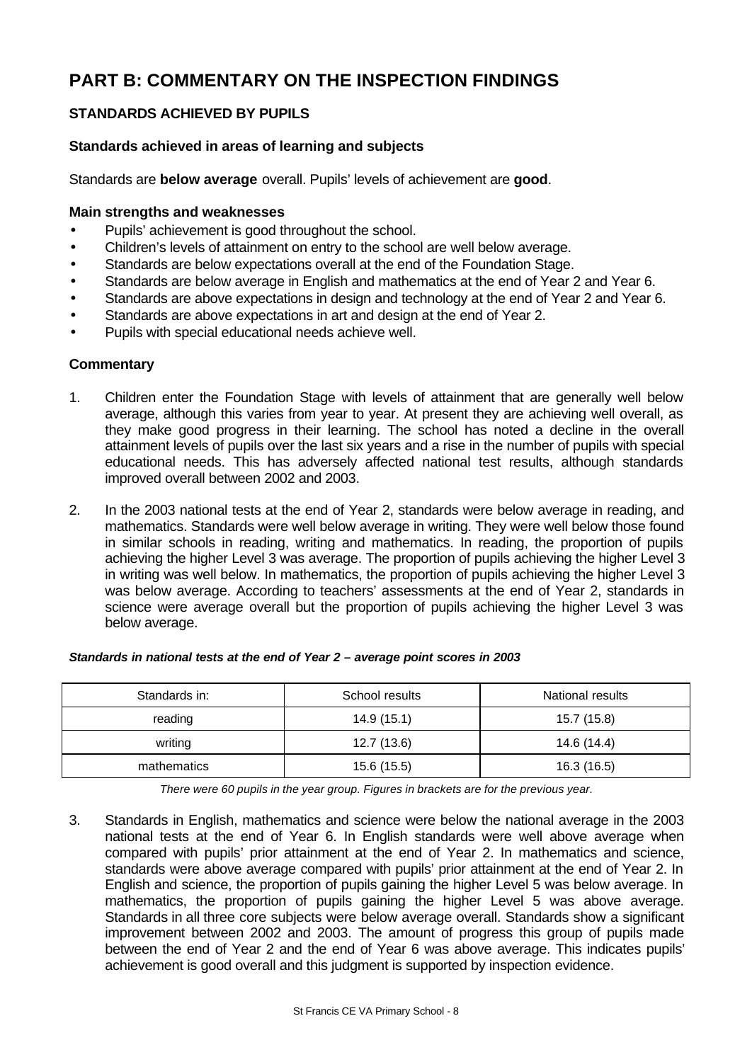# PART B: COMMENTARY ON THE INSPECTION FINDINGS

## STANDARDS ACHIEVED BY PUPILS

### Standards achieved in areas of learning and subjects

Standards are **below average** overall. Pupils' levels of achievement are **good**.

**Main strengths and weaknesses**

- Pupils' achievement is good throughout the school.
- Children's levels of attainment on entry to the school are well below average.
- Standards are below expectations overall at the end of the Foundation Stage.
- Standards are below average in English and mathematics at the end of Year 2 and Year 6.
- Standards are above expectations in design and technology at the end of Year 2 and Year 6.
- Standards are above expectations in art and design at the end of Year 2.
- Pupils with special educational needs achieve well.

**Commentary**

1. Children enter the Foundation Stage with levels of attainment that are generally well below average, although this varies from year to year. At present they are achieving well overall, as they make good progress in their learning. The school has noted a decline in the overall attainment levels of pupils over the last six years and a rise in the number of pupils with special educational needs. This has adversely affected national test results, although standards improved overall between 2002 and 2003.

2. In the 2003 national tests at the end of Year 2, standards were below average in reading, and mathematics. Standards were well below average in writing. They were well below those found in similar schools in reading, writing and mathematics. In reading, the proportion of pupils achieving the higher Level 3 was average. The proportion of pupils achieving the higher Level 3 in writing was well below. In mathematics, the proportion of pupils achieving the higher Level 3 was below average. According to teachers' assessments at the end of Year 2, standards in science were average overall but the proportion of pupils achieving the higher Level 3 was below average.

***Standards in national tests at the end of Year 2 – average point scores in 2003***

| Standards in: | School results | National results |
|---|---|---|
| reading | 14.9 (15.1) | 15.7 (15.8) |
| writing | 12.7 (13.6) | 14.6 (14.4) |
| mathematics | 15.6 (15.5) | 16.3 (16.5) |

*There were 60 pupils in the year group. Figures in brackets are for the previous year.*

3. Standards in English, mathematics and science were below the national average in the 2003 national tests at the end of Year 6. In English standards were well above average when compared with pupils' prior attainment at the end of Year 2. In mathematics and science, standards were above average compared with pupils' prior attainment at the end of Year 2. In English and science, the proportion of pupils gaining the higher Level 5 was below average. In mathematics, the proportion of pupils gaining the higher Level 5 was above average. Standards in all three core subjects were below average overall. Standards show a significant improvement between 2002 and 2003. The amount of progress this group of pupils made between the end of Year 2 and the end of Year 6 was above average. This indicates pupils' achievement is good overall and this judgment is supported by inspection evidence.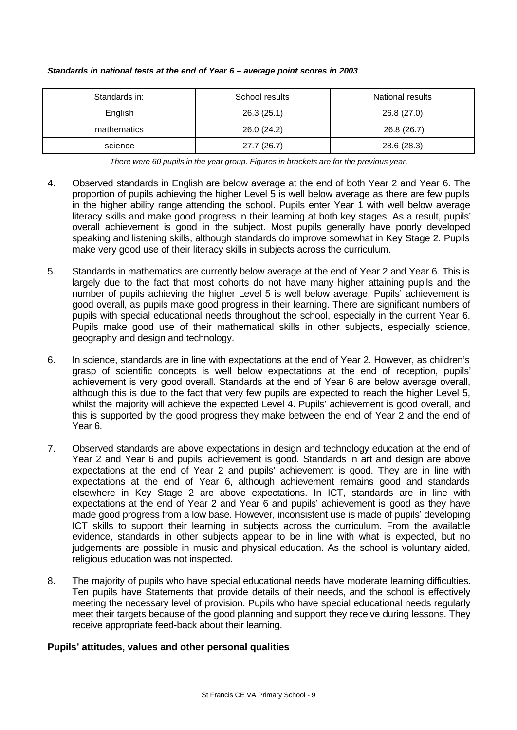***Standards in national tests at the end of Year 6 – average point scores in 2003***

| Standards in: | School results | National results |
|---|---|---|
| English | 26.3 (25.1) | 26.8 (27.0) |
| mathematics | 26.0 (24.2) | 26.8 (26.7) |
| science | 27.7 (26.7) | 28.6 (28.3) |

*There were 60 pupils in the year group. Figures in brackets are for the previous year.*

4. Observed standards in English are below average at the end of both Year 2 and Year 6. The proportion of pupils achieving the higher Level 5 is well below average as there are few pupils in the higher ability range attending the school. Pupils enter Year 1 with well below average literacy skills and make good progress in their learning at both key stages. As a result, pupils' overall achievement is good in the subject. Most pupils generally have poorly developed speaking and listening skills, although standards do improve somewhat in Key Stage 2. Pupils make very good use of their literacy skills in subjects across the curriculum.

5. Standards in mathematics are currently below average at the end of Year 2 and Year 6. This is largely due to the fact that most cohorts do not have many higher attaining pupils and the number of pupils achieving the higher Level 5 is well below average. Pupils' achievement is good overall, as pupils make good progress in their learning. There are significant numbers of pupils with special educational needs throughout the school, especially in the current Year 6. Pupils make good use of their mathematical skills in other subjects, especially science, geography and design and technology.

6. In science, standards are in line with expectations at the end of Year 2. However, as children's grasp of scientific concepts is well below expectations at the end of reception, pupils' achievement is very good overall. Standards at the end of Year 6 are below average overall, although this is due to the fact that very few pupils are expected to reach the higher Level 5, whilst the majority will achieve the expected Level 4. Pupils' achievement is good overall, and this is supported by the good progress they make between the end of Year 2 and the end of Year 6.

7. Observed standards are above expectations in design and technology education at the end of Year 2 and Year 6 and pupils' achievement is good. Standards in art and design are above expectations at the end of Year 2 and pupils' achievement is good. They are in line with expectations at the end of Year 6, although achievement remains good and standards elsewhere in Key Stage 2 are above expectations. In ICT, standards are in line with expectations at the end of Year 2 and Year 6 and pupils' achievement is good as they have made good progress from a low base. However, inconsistent use is made of pupils' developing ICT skills to support their learning in subjects across the curriculum. From the available evidence, standards in other subjects appear to be in line with what is expected, but no judgements are possible in music and physical education. As the school is voluntary aided, religious education was not inspected.

8. The majority of pupils who have special educational needs have moderate learning difficulties. Ten pupils have Statements that provide details of their needs, and the school is effectively meeting the necessary level of provision. Pupils who have special educational needs regularly meet their targets because of the good planning and support they receive during lessons. They receive appropriate feed-back about their learning.

**Pupils' attitudes, values and other personal qualities**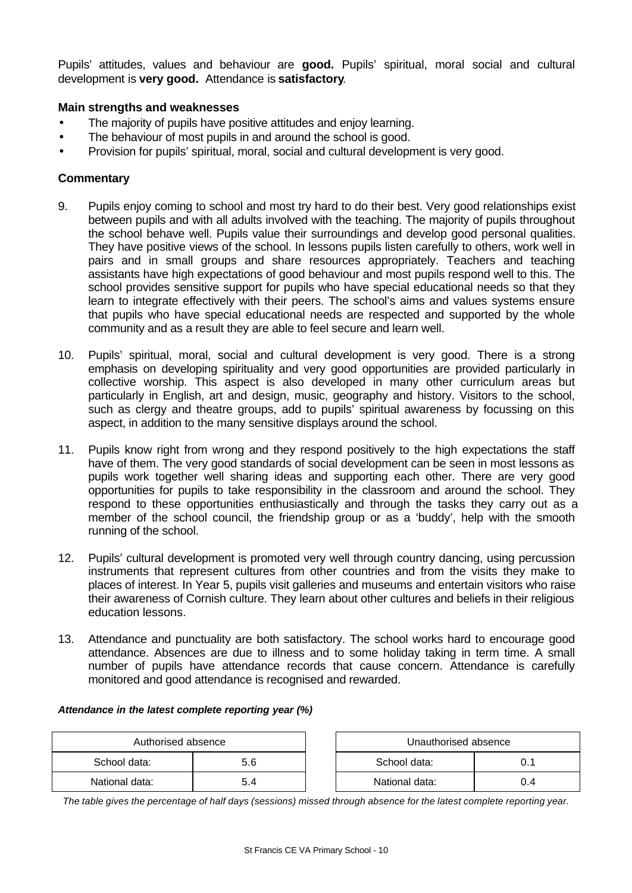Pupils' attitudes, values and behaviour are **good.** Pupils' spiritual, moral social and cultural development is **very good.** Attendance is **satisfactory**.

### Main strengths and weaknesses

- The majority of pupils have positive attitudes and enjoy learning.
- The behaviour of most pupils in and around the school is good.
- Provision for pupils' spiritual, moral, social and cultural development is very good.

### Commentary

9. Pupils enjoy coming to school and most try hard to do their best. Very good relationships exist between pupils and with all adults involved with the teaching. The majority of pupils throughout the school behave well. Pupils value their surroundings and develop good personal qualities. They have positive views of the school. In lessons pupils listen carefully to others, work well in pairs and in small groups and share resources appropriately. Teachers and teaching assistants have high expectations of good behaviour and most pupils respond well to this. The school provides sensitive support for pupils who have special educational needs so that they learn to integrate effectively with their peers. The school's aims and values systems ensure that pupils who have special educational needs are respected and supported by the whole community and as a result they are able to feel secure and learn well.

10. Pupils' spiritual, moral, social and cultural development is very good. There is a strong emphasis on developing spirituality and very good opportunities are provided particularly in collective worship. This aspect is also developed in many other curriculum areas but particularly in English, art and design, music, geography and history. Visitors to the school, such as clergy and theatre groups, add to pupils' spiritual awareness by focussing on this aspect, in addition to the many sensitive displays around the school.

11. Pupils know right from wrong and they respond positively to the high expectations the staff have of them. The very good standards of social development can be seen in most lessons as pupils work together well sharing ideas and supporting each other. There are very good opportunities for pupils to take responsibility in the classroom and around the school. They respond to these opportunities enthusiastically and through the tasks they carry out as a member of the school council, the friendship group or as a 'buddy', help with the smooth running of the school.

12. Pupils' cultural development is promoted very well through country dancing, using percussion instruments that represent cultures from other countries and from the visits they make to places of interest. In Year 5, pupils visit galleries and museums and entertain visitors who raise their awareness of Cornish culture. They learn about other cultures and beliefs in their religious education lessons.

13. Attendance and punctuality are both satisfactory. The school works hard to encourage good attendance. Absences are due to illness and to some holiday taking in term time. A small number of pupils have attendance records that cause concern. Attendance is carefully monitored and good attendance is recognised and rewarded.

***Attendance in the latest complete reporting year (%)***

| Authorised absence | |
|---|---|
| School data: | 5.6 |
| National data: | 5.4 |

| Unauthorised absence | |
|---|---|
| School data: | 0.1 |
| National data: | 0.4 |

*The table gives the percentage of half days (sessions) missed through absence for the latest complete reporting year.*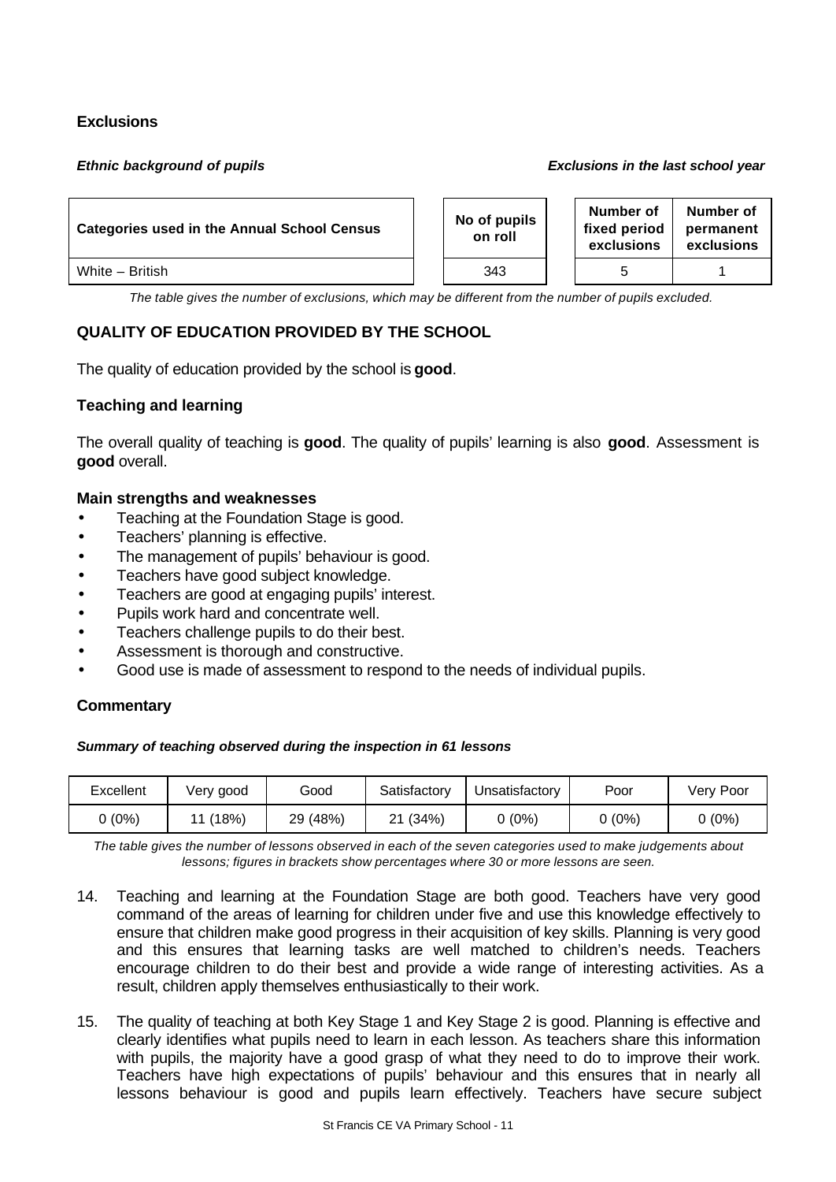### Exclusions

***Ethnic background of pupils*** ***Exclusions in the last school year***

| Categories used in the Annual School Census | No of pupils on roll | Number of fixed period exclusions | Number of permanent exclusions |
|---|---|---|---|
| White – British | 343 | 5 | 1 |

*The table gives the number of exclusions, which may be different from the number of pupils excluded.*

## QUALITY OF EDUCATION PROVIDED BY THE SCHOOL

The quality of education provided by the school is **good**.

### Teaching and learning

The overall quality of teaching is **good**. The quality of pupils' learning is also **good**. Assessment is **good** overall.

#### Main strengths and weaknesses

- Teaching at the Foundation Stage is good.
- Teachers' planning is effective.
- The management of pupils' behaviour is good.
- Teachers have good subject knowledge.
- Teachers are good at engaging pupils' interest.
- Pupils work hard and concentrate well.
- Teachers challenge pupils to do their best.
- Assessment is thorough and constructive.
- Good use is made of assessment to respond to the needs of individual pupils.

#### Commentary

***Summary of teaching observed during the inspection in 61 lessons***

| Excellent | Very good | Good | Satisfactory | Unsatisfactory | Poor | Very Poor |
|---|---|---|---|---|---|---|
| 0 (0%) | 11 (18%) | 29 (48%) | 21 (34%) | 0 (0%) | 0 (0%) | 0 (0%) |

*The table gives the number of lessons observed in each of the seven categories used to make judgements about lessons; figures in brackets show percentages where 30 or more lessons are seen.*

14. Teaching and learning at the Foundation Stage are both good. Teachers have very good command of the areas of learning for children under five and use this knowledge effectively to ensure that children make good progress in their acquisition of key skills. Planning is very good and this ensures that learning tasks are well matched to children's needs. Teachers encourage children to do their best and provide a wide range of interesting activities. As a result, children apply themselves enthusiastically to their work.

15. The quality of teaching at both Key Stage 1 and Key Stage 2 is good. Planning is effective and clearly identifies what pupils need to learn in each lesson. As teachers share this information with pupils, the majority have a good grasp of what they need to do to improve their work. Teachers have high expectations of pupils' behaviour and this ensures that in nearly all lessons behaviour is good and pupils learn effectively. Teachers have secure subject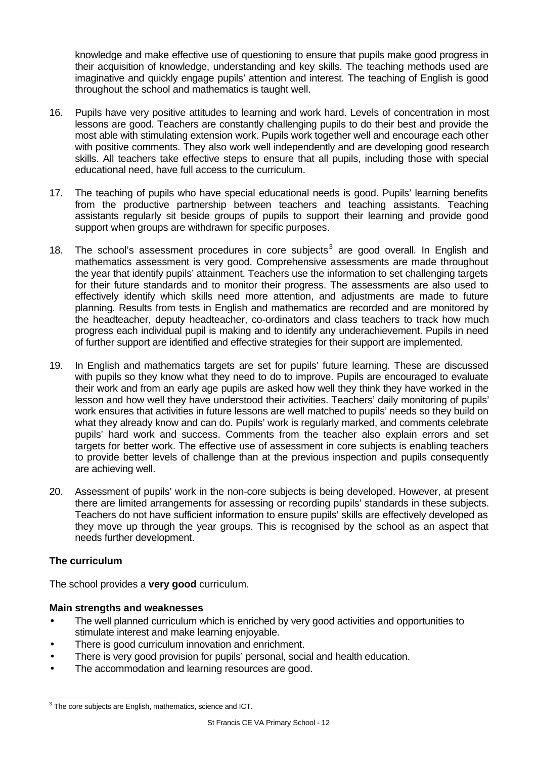knowledge and make effective use of questioning to ensure that pupils make good progress in their acquisition of knowledge, understanding and key skills. The teaching methods used are imaginative and quickly engage pupils' attention and interest. The teaching of English is good throughout the school and mathematics is taught well.

16. Pupils have very positive attitudes to learning and work hard. Levels of concentration in most lessons are good. Teachers are constantly challenging pupils to do their best and provide the most able with stimulating extension work. Pupils work together well and encourage each other with positive comments. They also work well independently and are developing good research skills. All teachers take effective steps to ensure that all pupils, including those with special educational need, have full access to the curriculum.

17. The teaching of pupils who have special educational needs is good. Pupils' learning benefits from the productive partnership between teachers and teaching assistants. Teaching assistants regularly sit beside groups of pupils to support their learning and provide good support when groups are withdrawn for specific purposes.

18. The school's assessment procedures in core subjects[3] are good overall. In English and mathematics assessment is very good. Comprehensive assessments are made throughout the year that identify pupils' attainment. Teachers use the information to set challenging targets for their future standards and to monitor their progress. The assessments are also used to effectively identify which skills need more attention, and adjustments are made to future planning. Results from tests in English and mathematics are recorded and are monitored by the headteacher, deputy headteacher, co-ordinators and class teachers to track how much progress each individual pupil is making and to identify any underachievement. Pupils in need of further support are identified and effective strategies for their support are implemented.

19. In English and mathematics targets are set for pupils' future learning. These are discussed with pupils so they know what they need to do to improve. Pupils are encouraged to evaluate their work and from an early age pupils are asked how well they think they have worked in the lesson and how well they have understood their activities. Teachers' daily monitoring of pupils' work ensures that activities in future lessons are well matched to pupils' needs so they build on what they already know and can do. Pupils' work is regularly marked, and comments celebrate pupils' hard work and success. Comments from the teacher also explain errors and set targets for better work. The effective use of assessment in core subjects is enabling teachers to provide better levels of challenge than at the previous inspection and pupils consequently are achieving well.

20. Assessment of pupils' work in the non-core subjects is being developed. However, at present there are limited arrangements for assessing or recording pupils' standards in these subjects. Teachers do not have sufficient information to ensure pupils' skills are effectively developed as they move up through the year groups. This is recognised by the school as an aspect that needs further development.

### The curriculum

The school provides a **very good** curriculum.

#### Main strengths and weaknesses

- The well planned curriculum which is enriched by very good activities and opportunities to stimulate interest and make learning enjoyable.
- There is good curriculum innovation and enrichment.
- There is very good provision for pupils' personal, social and health education.
- The accommodation and learning resources are good.

[3] The core subjects are English, mathematics, science and ICT.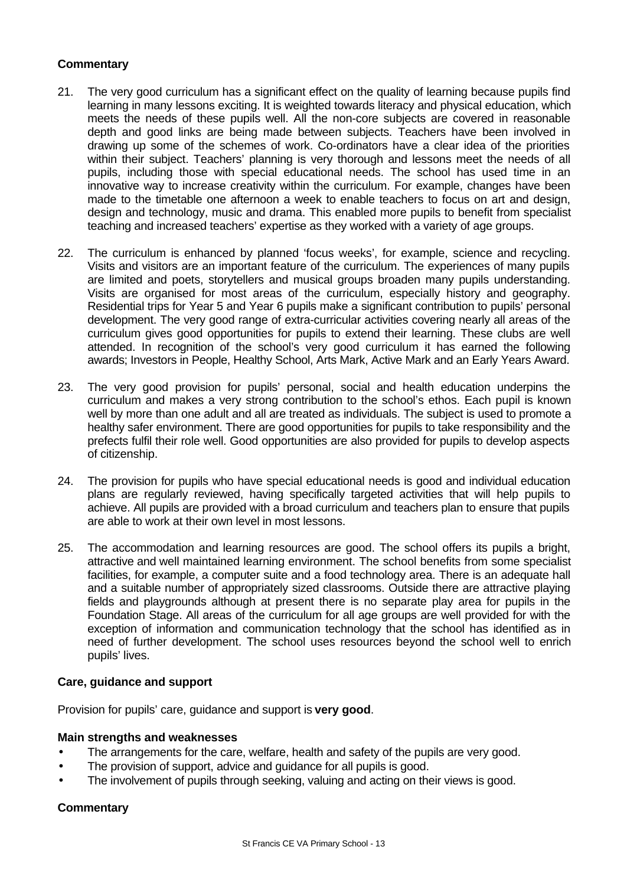### Commentary

21. The very good curriculum has a significant effect on the quality of learning because pupils find learning in many lessons exciting. It is weighted towards literacy and physical education, which meets the needs of these pupils well. All the non-core subjects are covered in reasonable depth and good links are being made between subjects. Teachers have been involved in drawing up some of the schemes of work. Co-ordinators have a clear idea of the priorities within their subject. Teachers' planning is very thorough and lessons meet the needs of all pupils, including those with special educational needs. The school has used time in an innovative way to increase creativity within the curriculum. For example, changes have been made to the timetable one afternoon a week to enable teachers to focus on art and design, design and technology, music and drama. This enabled more pupils to benefit from specialist teaching and increased teachers' expertise as they worked with a variety of age groups.

22. The curriculum is enhanced by planned 'focus weeks', for example, science and recycling. Visits and visitors are an important feature of the curriculum. The experiences of many pupils are limited and poets, storytellers and musical groups broaden many pupils understanding. Visits are organised for most areas of the curriculum, especially history and geography. Residential trips for Year 5 and Year 6 pupils make a significant contribution to pupils' personal development. The very good range of extra-curricular activities covering nearly all areas of the curriculum gives good opportunities for pupils to extend their learning. These clubs are well attended. In recognition of the school's very good curriculum it has earned the following awards; Investors in People, Healthy School, Arts Mark, Active Mark and an Early Years Award.

23. The very good provision for pupils' personal, social and health education underpins the curriculum and makes a very strong contribution to the school's ethos. Each pupil is known well by more than one adult and all are treated as individuals. The subject is used to promote a healthy safer environment. There are good opportunities for pupils to take responsibility and the prefects fulfil their role well. Good opportunities are also provided for pupils to develop aspects of citizenship.

24. The provision for pupils who have special educational needs is good and individual education plans are regularly reviewed, having specifically targeted activities that will help pupils to achieve. All pupils are provided with a broad curriculum and teachers plan to ensure that pupils are able to work at their own level in most lessons.

25. The accommodation and learning resources are good. The school offers its pupils a bright, attractive and well maintained learning environment. The school benefits from some specialist facilities, for example, a computer suite and a food technology area. There is an adequate hall and a suitable number of appropriately sized classrooms. Outside there are attractive playing fields and playgrounds although at present there is no separate play area for pupils in the Foundation Stage. All areas of the curriculum for all age groups are well provided for with the exception of information and communication technology that the school has identified as in need of further development. The school uses resources beyond the school well to enrich pupils' lives.

### Care, guidance and support

Provision for pupils' care, guidance and support is **very good**.

### Main strengths and weaknesses

- The arrangements for the care, welfare, health and safety of the pupils are very good.
- The provision of support, advice and guidance for all pupils is good.
- The involvement of pupils through seeking, valuing and acting on their views is good.

### Commentary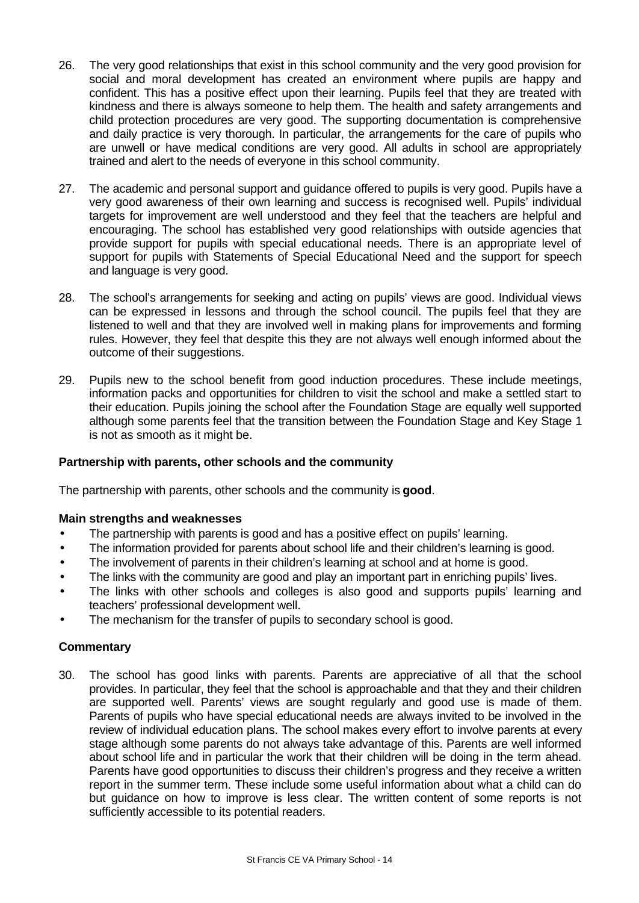26. The very good relationships that exist in this school community and the very good provision for social and moral development has created an environment where pupils are happy and confident. This has a positive effect upon their learning. Pupils feel that they are treated with kindness and there is always someone to help them. The health and safety arrangements and child protection procedures are very good. The supporting documentation is comprehensive and daily practice is very thorough. In particular, the arrangements for the care of pupils who are unwell or have medical conditions are very good. All adults in school are appropriately trained and alert to the needs of everyone in this school community.

27. The academic and personal support and guidance offered to pupils is very good. Pupils have a very good awareness of their own learning and success is recognised well. Pupils' individual targets for improvement are well understood and they feel that the teachers are helpful and encouraging. The school has established very good relationships with outside agencies that provide support for pupils with special educational needs. There is an appropriate level of support for pupils with Statements of Special Educational Need and the support for speech and language is very good.

28. The school's arrangements for seeking and acting on pupils' views are good. Individual views can be expressed in lessons and through the school council. The pupils feel that they are listened to well and that they are involved well in making plans for improvements and forming rules. However, they feel that despite this they are not always well enough informed about the outcome of their suggestions.

29. Pupils new to the school benefit from good induction procedures. These include meetings, information packs and opportunities for children to visit the school and make a settled start to their education. Pupils joining the school after the Foundation Stage are equally well supported although some parents feel that the transition between the Foundation Stage and Key Stage 1 is not as smooth as it might be.

### Partnership with parents, other schools and the community

The partnership with parents, other schools and the community is **good**.

#### Main strengths and weaknesses

- The partnership with parents is good and has a positive effect on pupils' learning.
- The information provided for parents about school life and their children's learning is good.
- The involvement of parents in their children's learning at school and at home is good.
- The links with the community are good and play an important part in enriching pupils' lives.
- The links with other schools and colleges is also good and supports pupils' learning and teachers' professional development well.
- The mechanism for the transfer of pupils to secondary school is good.

#### Commentary

30. The school has good links with parents. Parents are appreciative of all that the school provides. In particular, they feel that the school is approachable and that they and their children are supported well. Parents' views are sought regularly and good use is made of them. Parents of pupils who have special educational needs are always invited to be involved in the review of individual education plans. The school makes every effort to involve parents at every stage although some parents do not always take advantage of this. Parents are well informed about school life and in particular the work that their children will be doing in the term ahead. Parents have good opportunities to discuss their children's progress and they receive a written report in the summer term. These include some useful information about what a child can do but guidance on how to improve is less clear. The written content of some reports is not sufficiently accessible to its potential readers.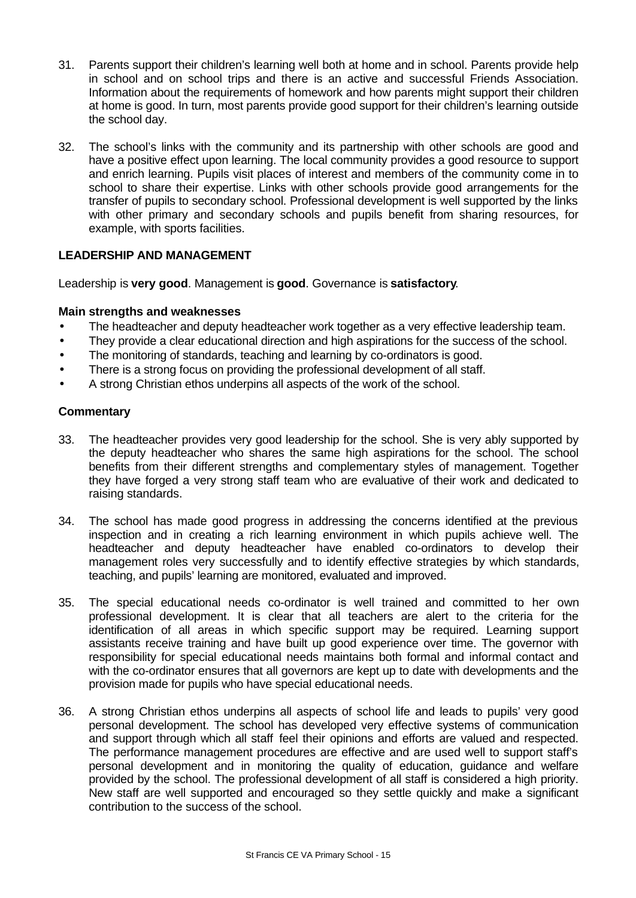31. Parents support their children's learning well both at home and in school. Parents provide help in school and on school trips and there is an active and successful Friends Association. Information about the requirements of homework and how parents might support their children at home is good. In turn, most parents provide good support for their children's learning outside the school day.

32. The school's links with the community and its partnership with other schools are good and have a positive effect upon learning. The local community provides a good resource to support and enrich learning. Pupils visit places of interest and members of the community come in to school to share their expertise. Links with other schools provide good arrangements for the transfer of pupils to secondary school. Professional development is well supported by the links with other primary and secondary schools and pupils benefit from sharing resources, for example, with sports facilities.

## LEADERSHIP AND MANAGEMENT

Leadership is **very good**. Management is **good**. Governance is **satisfactory**.

### Main strengths and weaknesses

- The headteacher and deputy headteacher work together as a very effective leadership team.
- They provide a clear educational direction and high aspirations for the success of the school.
- The monitoring of standards, teaching and learning by co-ordinators is good.
- There is a strong focus on providing the professional development of all staff.
- A strong Christian ethos underpins all aspects of the work of the school.

### Commentary

33. The headteacher provides very good leadership for the school. She is very ably supported by the deputy headteacher who shares the same high aspirations for the school. The school benefits from their different strengths and complementary styles of management. Together they have forged a very strong staff team who are evaluative of their work and dedicated to raising standards.

34. The school has made good progress in addressing the concerns identified at the previous inspection and in creating a rich learning environment in which pupils achieve well. The headteacher and deputy headteacher have enabled co-ordinators to develop their management roles very successfully and to identify effective strategies by which standards, teaching, and pupils' learning are monitored, evaluated and improved.

35. The special educational needs co-ordinator is well trained and committed to her own professional development. It is clear that all teachers are alert to the criteria for the identification of all areas in which specific support may be required. Learning support assistants receive training and have built up good experience over time. The governor with responsibility for special educational needs maintains both formal and informal contact and with the co-ordinator ensures that all governors are kept up to date with developments and the provision made for pupils who have special educational needs.

36. A strong Christian ethos underpins all aspects of school life and leads to pupils' very good personal development. The school has developed very effective systems of communication and support through which all staff feel their opinions and efforts are valued and respected. The performance management procedures are effective and are used well to support staff's personal development and in monitoring the quality of education, guidance and welfare provided by the school. The professional development of all staff is considered a high priority. New staff are well supported and encouraged so they settle quickly and make a significant contribution to the success of the school.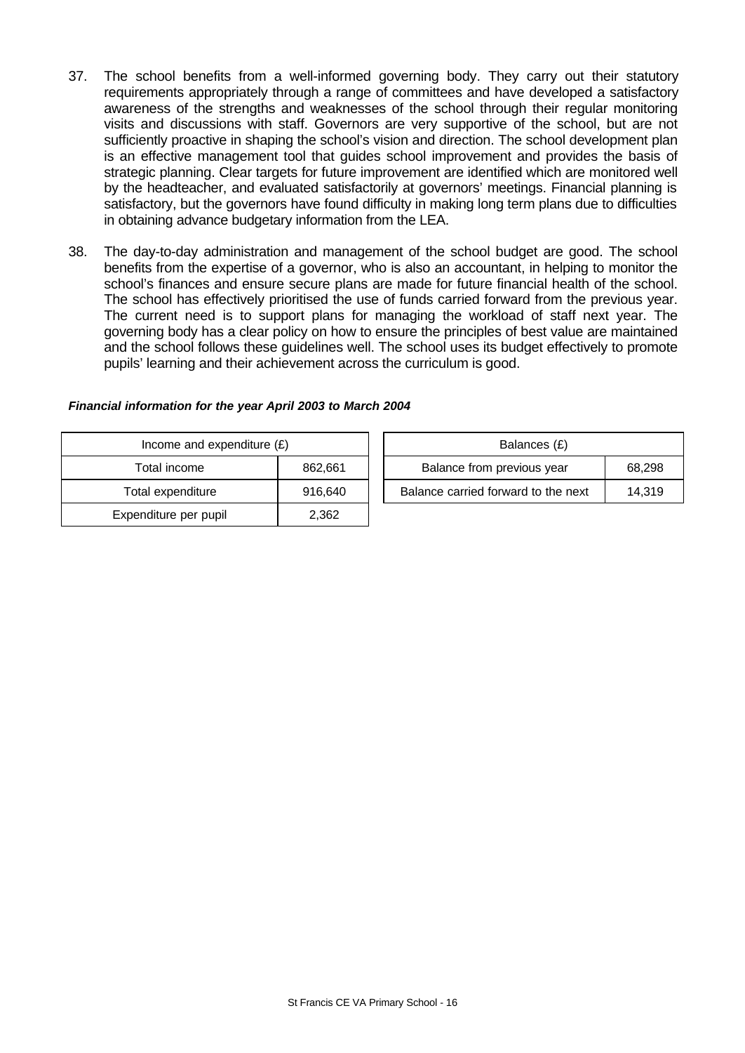37. The school benefits from a well-informed governing body. They carry out their statutory requirements appropriately through a range of committees and have developed a satisfactory awareness of the strengths and weaknesses of the school through their regular monitoring visits and discussions with staff. Governors are very supportive of the school, but are not sufficiently proactive in shaping the school's vision and direction. The school development plan is an effective management tool that guides school improvement and provides the basis of strategic planning. Clear targets for future improvement are identified which are monitored well by the headteacher, and evaluated satisfactorily at governors' meetings. Financial planning is satisfactory, but the governors have found difficulty in making long term plans due to difficulties in obtaining advance budgetary information from the LEA.

38. The day-to-day administration and management of the school budget are good. The school benefits from the expertise of a governor, who is also an accountant, in helping to monitor the school's finances and ensure secure plans are made for future financial health of the school. The school has effectively prioritised the use of funds carried forward from the previous year. The current need is to support plans for managing the workload of staff next year. The governing body has a clear policy on how to ensure the principles of best value are maintained and the school follows these guidelines well. The school uses its budget effectively to promote pupils' learning and their achievement across the curriculum is good.

***Financial information for the year April 2003 to March 2004***

| Income and expenditure (£) | |
|---|---|
| Total income | 862,661 |
| Total expenditure | 916,640 |
| Expenditure per pupil | 2,362 |

| Balances (£) | |
|---|---|
| Balance from previous year | 68,298 |
| Balance carried forward to the next | 14,319 |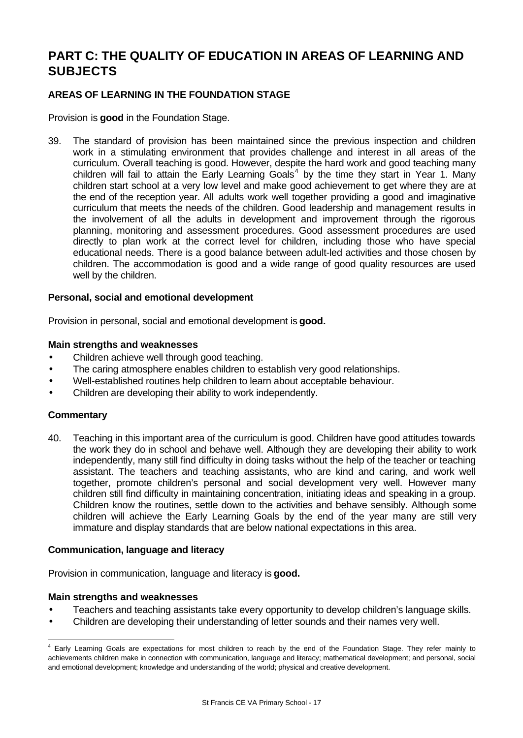# PART C: THE QUALITY OF EDUCATION IN AREAS OF LEARNING AND SUBJECTS

### AREAS OF LEARNING IN THE FOUNDATION STAGE

Provision is **good** in the Foundation Stage.

39. The standard of provision has been maintained since the previous inspection and children work in a stimulating environment that provides challenge and interest in all areas of the curriculum. Overall teaching is good. However, despite the hard work and good teaching many children will fail to attain the Early Learning Goals[4] by the time they start in Year 1. Many children start school at a very low level and make good achievement to get where they are at the end of the reception year. All adults work well together providing a good and imaginative curriculum that meets the needs of the children. Good leadership and management results in the involvement of all the adults in development and improvement through the rigorous planning, monitoring and assessment procedures. Good assessment procedures are used directly to plan work at the correct level for children, including those who have special educational needs. There is a good balance between adult-led activities and those chosen by children. The accommodation is good and a wide range of good quality resources are used well by the children.

#### Personal, social and emotional development

Provision in personal, social and emotional development is **good.**

**Main strengths and weaknesses**

- Children achieve well through good teaching.
- The caring atmosphere enables children to establish very good relationships.
- Well-established routines help children to learn about acceptable behaviour.
- Children are developing their ability to work independently.

**Commentary**

40. Teaching in this important area of the curriculum is good. Children have good attitudes towards the work they do in school and behave well. Although they are developing their ability to work independently, many still find difficulty in doing tasks without the help of the teacher or teaching assistant. The teachers and teaching assistants, who are kind and caring, and work well together, promote children's personal and social development very well. However many children still find difficulty in maintaining concentration, initiating ideas and speaking in a group. Children know the routines, settle down to the activities and behave sensibly. Although some children will achieve the Early Learning Goals by the end of the year many are still very immature and display standards that are below national expectations in this area.

#### Communication, language and literacy

Provision in communication, language and literacy is **good.**

**Main strengths and weaknesses**

- Teachers and teaching assistants take every opportunity to develop children's language skills.
- Children are developing their understanding of letter sounds and their names very well.

---

[4] Early Learning Goals are expectations for most children to reach by the end of the Foundation Stage. They refer mainly to achievements children make in connection with communication, language and literacy; mathematical development; and personal, social and emotional development; knowledge and understanding of the world; physical and creative development.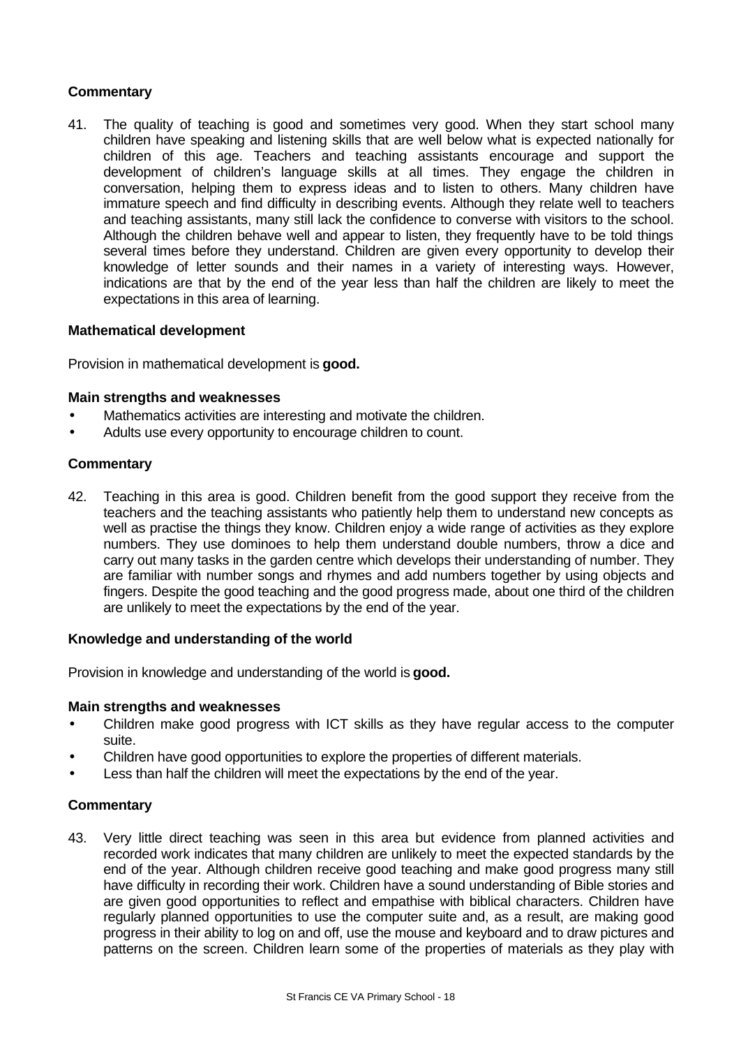#### Commentary

41. The quality of teaching is good and sometimes very good. When they start school many children have speaking and listening skills that are well below what is expected nationally for children of this age. Teachers and teaching assistants encourage and support the development of children's language skills at all times. They engage the children in conversation, helping them to express ideas and to listen to others. Many children have immature speech and find difficulty in describing events. Although they relate well to teachers and teaching assistants, many still lack the confidence to converse with visitors to the school. Although the children behave well and appear to listen, they frequently have to be told things several times before they understand. Children are given every opportunity to develop their knowledge of letter sounds and their names in a variety of interesting ways. However, indications are that by the end of the year less than half the children are likely to meet the expectations in this area of learning.

### Mathematical development

Provision in mathematical development is **good.**

#### Main strengths and weaknesses

- Mathematics activities are interesting and motivate the children.
- Adults use every opportunity to encourage children to count.

#### Commentary

42. Teaching in this area is good. Children benefit from the good support they receive from the teachers and the teaching assistants who patiently help them to understand new concepts as well as practise the things they know. Children enjoy a wide range of activities as they explore numbers. They use dominoes to help them understand double numbers, throw a dice and carry out many tasks in the garden centre which develops their understanding of number. They are familiar with number songs and rhymes and add numbers together by using objects and fingers. Despite the good teaching and the good progress made, about one third of the children are unlikely to meet the expectations by the end of the year.

### Knowledge and understanding of the world

Provision in knowledge and understanding of the world is **good.**

#### Main strengths and weaknesses

- Children make good progress with ICT skills as they have regular access to the computer suite.
- Children have good opportunities to explore the properties of different materials.
- Less than half the children will meet the expectations by the end of the year.

#### Commentary

43. Very little direct teaching was seen in this area but evidence from planned activities and recorded work indicates that many children are unlikely to meet the expected standards by the end of the year. Although children receive good teaching and make good progress many still have difficulty in recording their work. Children have a sound understanding of Bible stories and are given good opportunities to reflect and empathise with biblical characters. Children have regularly planned opportunities to use the computer suite and, as a result, are making good progress in their ability to log on and off, use the mouse and keyboard and to draw pictures and patterns on the screen. Children learn some of the properties of materials as they play with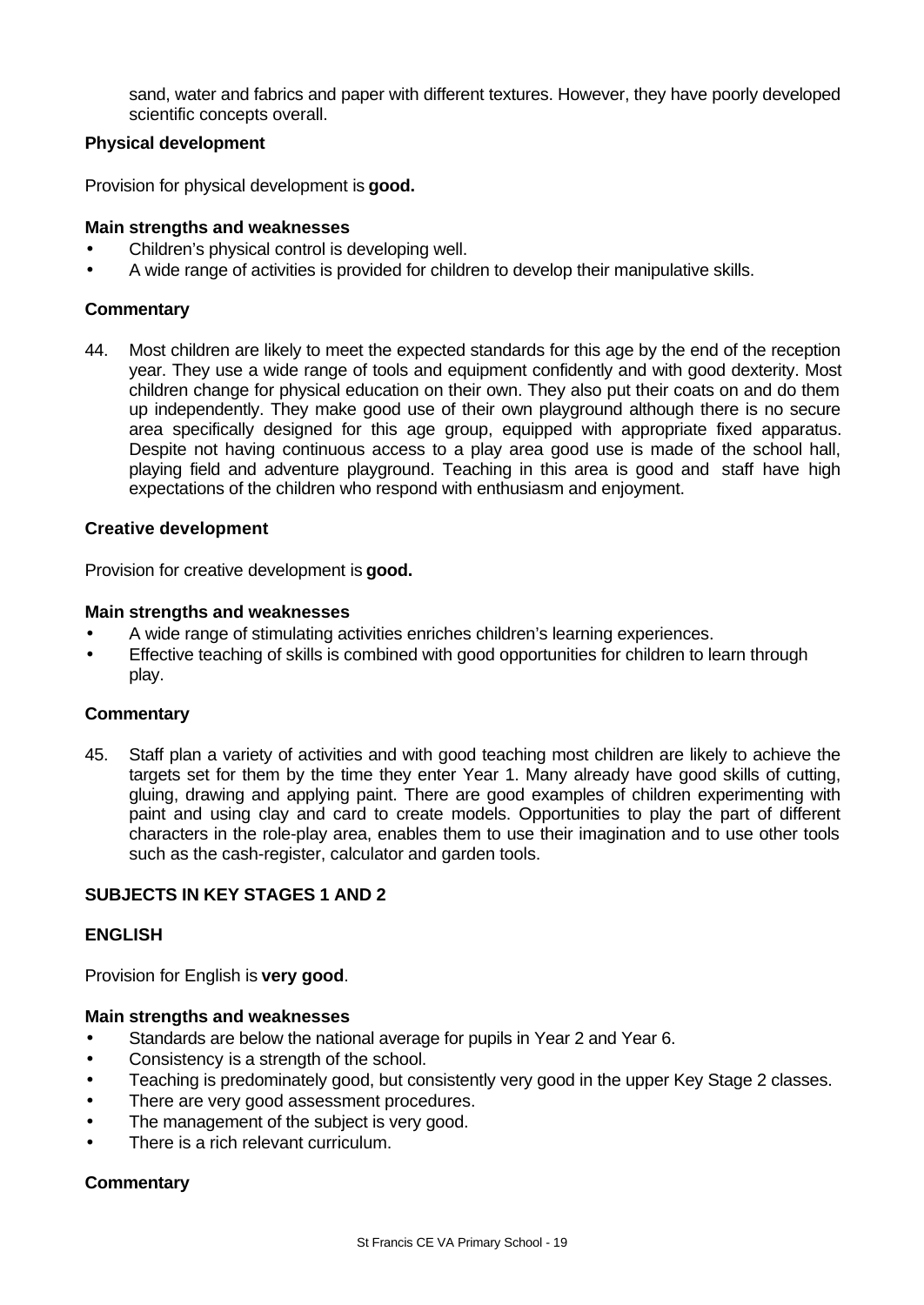sand, water and fabrics and paper with different textures. However, they have poorly developed scientific concepts overall.

**Physical development**

Provision for physical development is **good.**

**Main strengths and weaknesses**

- Children's physical control is developing well.
- A wide range of activities is provided for children to develop their manipulative skills.

**Commentary**

44. Most children are likely to meet the expected standards for this age by the end of the reception year. They use a wide range of tools and equipment confidently and with good dexterity. Most children change for physical education on their own. They also put their coats on and do them up independently. They make good use of their own playground although there is no secure area specifically designed for this age group, equipped with appropriate fixed apparatus. Despite not having continuous access to a play area good use is made of the school hall, playing field and adventure playground. Teaching in this area is good and staff have high expectations of the children who respond with enthusiasm and enjoyment.

**Creative development**

Provision for creative development is **good.**

**Main strengths and weaknesses**

- A wide range of stimulating activities enriches children's learning experiences.
- Effective teaching of skills is combined with good opportunities for children to learn through play.

**Commentary**

45. Staff plan a variety of activities and with good teaching most children are likely to achieve the targets set for them by the time they enter Year 1. Many already have good skills of cutting, gluing, drawing and applying paint. There are good examples of children experimenting with paint and using clay and card to create models. Opportunities to play the part of different characters in the role-play area, enables them to use their imagination and to use other tools such as the cash-register, calculator and garden tools.

## SUBJECTS IN KEY STAGES 1 AND 2

### ENGLISH

Provision for English is **very good**.

**Main strengths and weaknesses**

- Standards are below the national average for pupils in Year 2 and Year 6.
- Consistency is a strength of the school.
- Teaching is predominately good, but consistently very good in the upper Key Stage 2 classes.
- There are very good assessment procedures.
- The management of the subject is very good.
- There is a rich relevant curriculum.

**Commentary**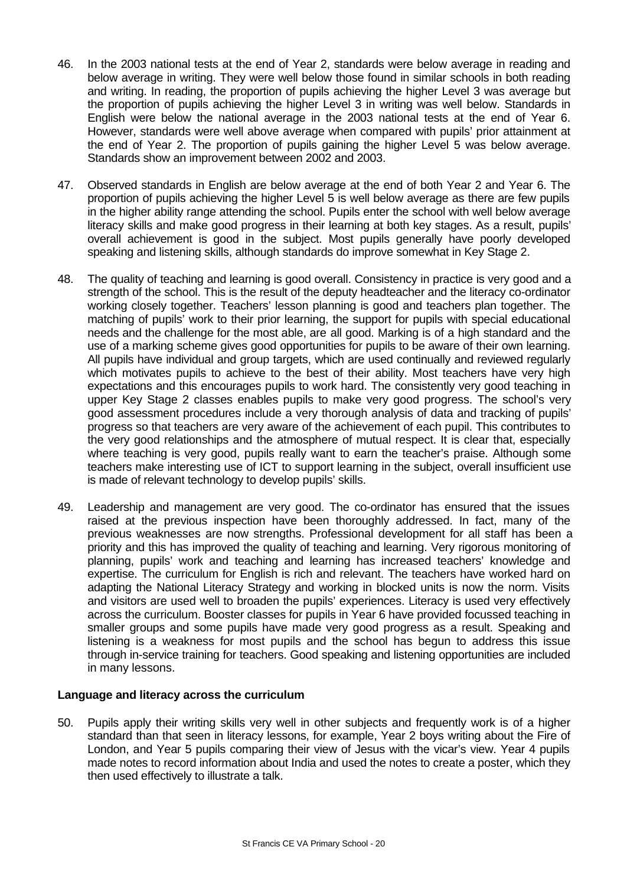46. In the 2003 national tests at the end of Year 2, standards were below average in reading and below average in writing. They were well below those found in similar schools in both reading and writing. In reading, the proportion of pupils achieving the higher Level 3 was average but the proportion of pupils achieving the higher Level 3 in writing was well below. Standards in English were below the national average in the 2003 national tests at the end of Year 6. However, standards were well above average when compared with pupils' prior attainment at the end of Year 2. The proportion of pupils gaining the higher Level 5 was below average. Standards show an improvement between 2002 and 2003.

47. Observed standards in English are below average at the end of both Year 2 and Year 6. The proportion of pupils achieving the higher Level 5 is well below average as there are few pupils in the higher ability range attending the school. Pupils enter the school with well below average literacy skills and make good progress in their learning at both key stages. As a result, pupils' overall achievement is good in the subject. Most pupils generally have poorly developed speaking and listening skills, although standards do improve somewhat in Key Stage 2.

48. The quality of teaching and learning is good overall. Consistency in practice is very good and a strength of the school. This is the result of the deputy headteacher and the literacy co-ordinator working closely together. Teachers' lesson planning is good and teachers plan together. The matching of pupils' work to their prior learning, the support for pupils with special educational needs and the challenge for the most able, are all good. Marking is of a high standard and the use of a marking scheme gives good opportunities for pupils to be aware of their own learning. All pupils have individual and group targets, which are used continually and reviewed regularly which motivates pupils to achieve to the best of their ability. Most teachers have very high expectations and this encourages pupils to work hard. The consistently very good teaching in upper Key Stage 2 classes enables pupils to make very good progress. The school's very good assessment procedures include a very thorough analysis of data and tracking of pupils' progress so that teachers are very aware of the achievement of each pupil. This contributes to the very good relationships and the atmosphere of mutual respect. It is clear that, especially where teaching is very good, pupils really want to earn the teacher's praise. Although some teachers make interesting use of ICT to support learning in the subject, overall insufficient use is made of relevant technology to develop pupils' skills.

49. Leadership and management are very good. The co-ordinator has ensured that the issues raised at the previous inspection have been thoroughly addressed. In fact, many of the previous weaknesses are now strengths. Professional development for all staff has been a priority and this has improved the quality of teaching and learning. Very rigorous monitoring of planning, pupils' work and teaching and learning has increased teachers' knowledge and expertise. The curriculum for English is rich and relevant. The teachers have worked hard on adapting the National Literacy Strategy and working in blocked units is now the norm. Visits and visitors are used well to broaden the pupils' experiences. Literacy is used very effectively across the curriculum. Booster classes for pupils in Year 6 have provided focussed teaching in smaller groups and some pupils have made very good progress as a result. Speaking and listening is a weakness for most pupils and the school has begun to address this issue through in-service training for teachers. Good speaking and listening opportunities are included in many lessons.

**Language and literacy across the curriculum**

50. Pupils apply their writing skills very well in other subjects and frequently work is of a higher standard than that seen in literacy lessons, for example, Year 2 boys writing about the Fire of London, and Year 5 pupils comparing their view of Jesus with the vicar's view. Year 4 pupils made notes to record information about India and used the notes to create a poster, which they then used effectively to illustrate a talk.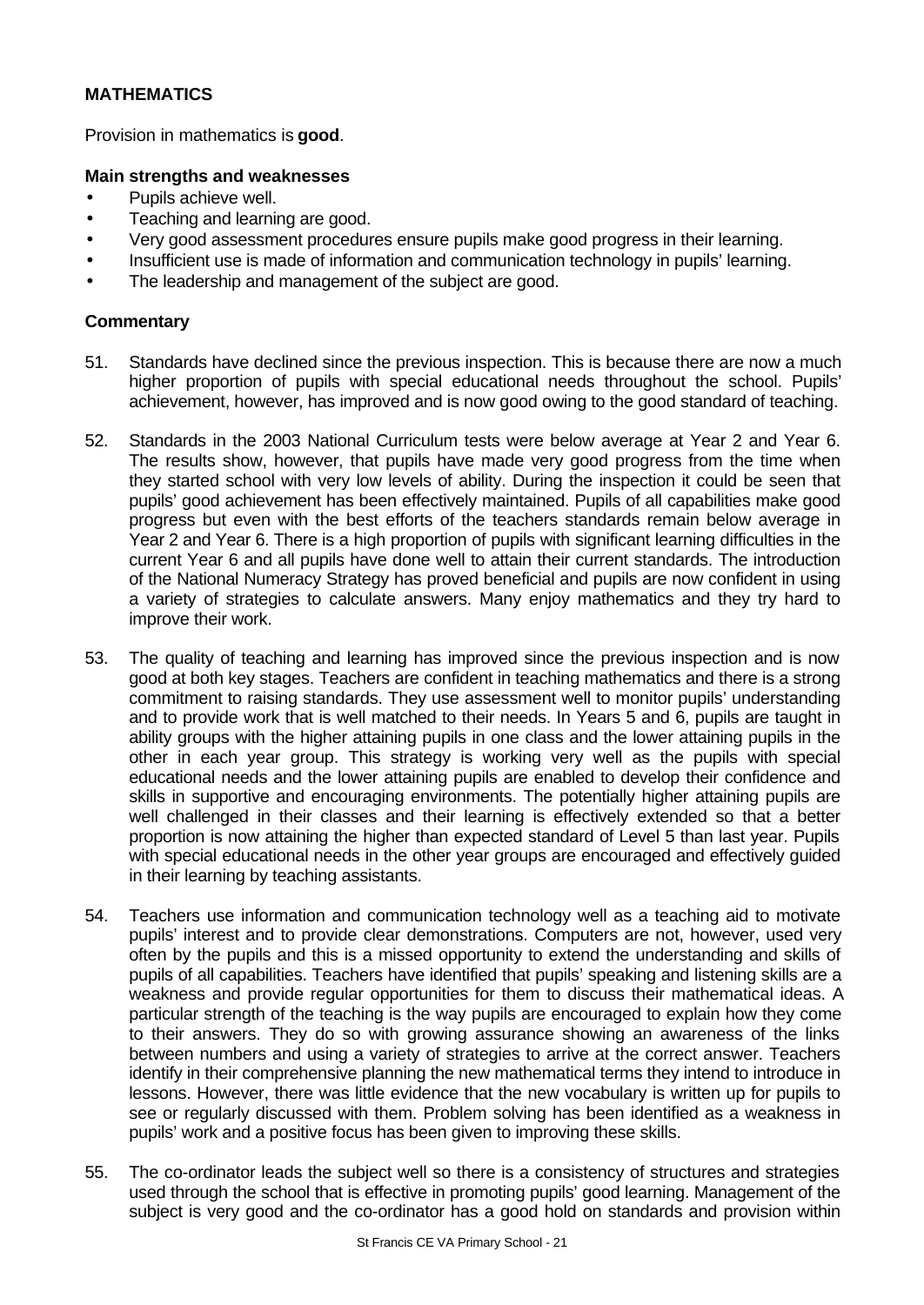## MATHEMATICS

Provision in mathematics is **good**.

### Main strengths and weaknesses

- Pupils achieve well.
- Teaching and learning are good.
- Very good assessment procedures ensure pupils make good progress in their learning.
- Insufficient use is made of information and communication technology in pupils' learning.
- The leadership and management of the subject are good.

### Commentary

51. Standards have declined since the previous inspection. This is because there are now a much higher proportion of pupils with special educational needs throughout the school. Pupils' achievement, however, has improved and is now good owing to the good standard of teaching.

52. Standards in the 2003 National Curriculum tests were below average at Year 2 and Year 6. The results show, however, that pupils have made very good progress from the time when they started school with very low levels of ability. During the inspection it could be seen that pupils' good achievement has been effectively maintained. Pupils of all capabilities make good progress but even with the best efforts of the teachers standards remain below average in Year 2 and Year 6. There is a high proportion of pupils with significant learning difficulties in the current Year 6 and all pupils have done well to attain their current standards. The introduction of the National Numeracy Strategy has proved beneficial and pupils are now confident in using a variety of strategies to calculate answers. Many enjoy mathematics and they try hard to improve their work.

53. The quality of teaching and learning has improved since the previous inspection and is now good at both key stages. Teachers are confident in teaching mathematics and there is a strong commitment to raising standards. They use assessment well to monitor pupils' understanding and to provide work that is well matched to their needs. In Years 5 and 6, pupils are taught in ability groups with the higher attaining pupils in one class and the lower attaining pupils in the other in each year group. This strategy is working very well as the pupils with special educational needs and the lower attaining pupils are enabled to develop their confidence and skills in supportive and encouraging environments. The potentially higher attaining pupils are well challenged in their classes and their learning is effectively extended so that a better proportion is now attaining the higher than expected standard of Level 5 than last year. Pupils with special educational needs in the other year groups are encouraged and effectively guided in their learning by teaching assistants.

54. Teachers use information and communication technology well as a teaching aid to motivate pupils' interest and to provide clear demonstrations. Computers are not, however, used very often by the pupils and this is a missed opportunity to extend the understanding and skills of pupils of all capabilities. Teachers have identified that pupils' speaking and listening skills are a weakness and provide regular opportunities for them to discuss their mathematical ideas. A particular strength of the teaching is the way pupils are encouraged to explain how they come to their answers. They do so with growing assurance showing an awareness of the links between numbers and using a variety of strategies to arrive at the correct answer. Teachers identify in their comprehensive planning the new mathematical terms they intend to introduce in lessons. However, there was little evidence that the new vocabulary is written up for pupils to see or regularly discussed with them. Problem solving has been identified as a weakness in pupils' work and a positive focus has been given to improving these skills.

55. The co-ordinator leads the subject well so there is a consistency of structures and strategies used through the school that is effective in promoting pupils' good learning. Management of the subject is very good and the co-ordinator has a good hold on standards and provision within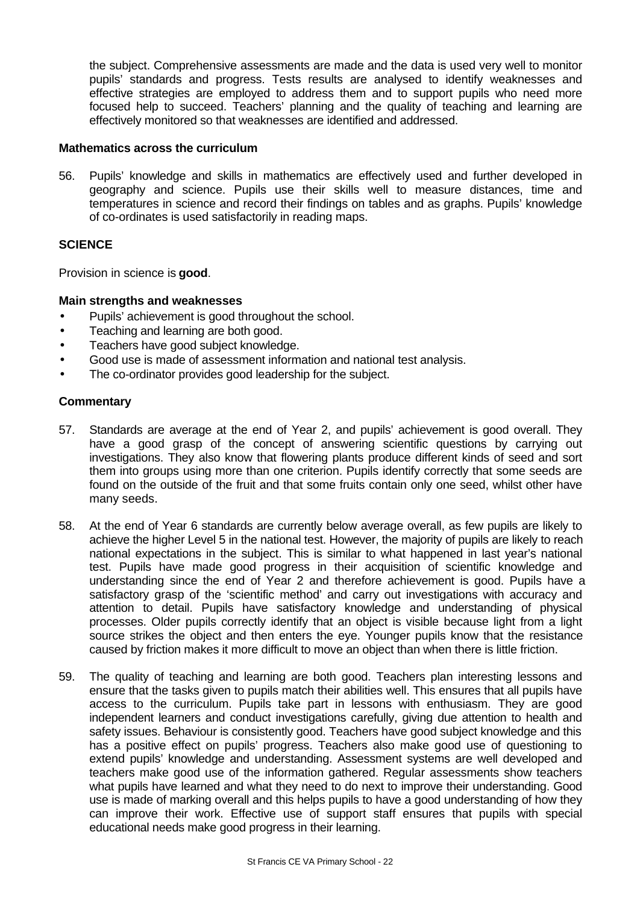the subject. Comprehensive assessments are made and the data is used very well to monitor pupils' standards and progress. Tests results are analysed to identify weaknesses and effective strategies are employed to address them and to support pupils who need more focused help to succeed. Teachers' planning and the quality of teaching and learning are effectively monitored so that weaknesses are identified and addressed.

### Mathematics across the curriculum

56. Pupils' knowledge and skills in mathematics are effectively used and further developed in geography and science. Pupils use their skills well to measure distances, time and temperatures in science and record their findings on tables and as graphs. Pupils' knowledge of co-ordinates is used satisfactorily in reading maps.

## SCIENCE

Provision in science is **good**.

### Main strengths and weaknesses

- Pupils' achievement is good throughout the school.
- Teaching and learning are both good.
- Teachers have good subject knowledge.
- Good use is made of assessment information and national test analysis.
- The co-ordinator provides good leadership for the subject.

### Commentary

57. Standards are average at the end of Year 2, and pupils' achievement is good overall. They have a good grasp of the concept of answering scientific questions by carrying out investigations. They also know that flowering plants produce different kinds of seed and sort them into groups using more than one criterion. Pupils identify correctly that some seeds are found on the outside of the fruit and that some fruits contain only one seed, whilst other have many seeds.

58. At the end of Year 6 standards are currently below average overall, as few pupils are likely to achieve the higher Level 5 in the national test. However, the majority of pupils are likely to reach national expectations in the subject. This is similar to what happened in last year's national test. Pupils have made good progress in their acquisition of scientific knowledge and understanding since the end of Year 2 and therefore achievement is good. Pupils have a satisfactory grasp of the 'scientific method' and carry out investigations with accuracy and attention to detail. Pupils have satisfactory knowledge and understanding of physical processes. Older pupils correctly identify that an object is visible because light from a light source strikes the object and then enters the eye. Younger pupils know that the resistance caused by friction makes it more difficult to move an object than when there is little friction.

59. The quality of teaching and learning are both good. Teachers plan interesting lessons and ensure that the tasks given to pupils match their abilities well. This ensures that all pupils have access to the curriculum. Pupils take part in lessons with enthusiasm. They are good independent learners and conduct investigations carefully, giving due attention to health and safety issues. Behaviour is consistently good. Teachers have good subject knowledge and this has a positive effect on pupils' progress. Teachers also make good use of questioning to extend pupils' knowledge and understanding. Assessment systems are well developed and teachers make good use of the information gathered. Regular assessments show teachers what pupils have learned and what they need to do next to improve their understanding. Good use is made of marking overall and this helps pupils to have a good understanding of how they can improve their work. Effective use of support staff ensures that pupils with special educational needs make good progress in their learning.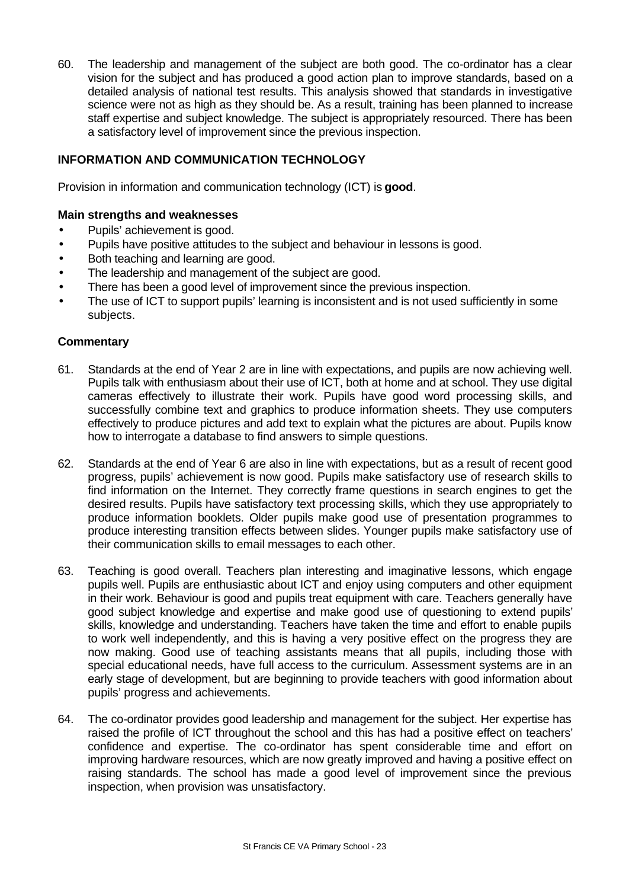60. The leadership and management of the subject are both good. The co-ordinator has a clear vision for the subject and has produced a good action plan to improve standards, based on a detailed analysis of national test results. This analysis showed that standards in investigative science were not as high as they should be. As a result, training has been planned to increase staff expertise and subject knowledge. The subject is appropriately resourced. There has been a satisfactory level of improvement since the previous inspection.

## INFORMATION AND COMMUNICATION TECHNOLOGY

Provision in information and communication technology (ICT) is **good**.

### Main strengths and weaknesses

- Pupils' achievement is good.
- Pupils have positive attitudes to the subject and behaviour in lessons is good.
- Both teaching and learning are good.
- The leadership and management of the subject are good.
- There has been a good level of improvement since the previous inspection.
- The use of ICT to support pupils' learning is inconsistent and is not used sufficiently in some subjects.

### Commentary

61. Standards at the end of Year 2 are in line with expectations, and pupils are now achieving well. Pupils talk with enthusiasm about their use of ICT, both at home and at school. They use digital cameras effectively to illustrate their work. Pupils have good word processing skills, and successfully combine text and graphics to produce information sheets. They use computers effectively to produce pictures and add text to explain what the pictures are about. Pupils know how to interrogate a database to find answers to simple questions.

62. Standards at the end of Year 6 are also in line with expectations, but as a result of recent good progress, pupils' achievement is now good. Pupils make satisfactory use of research skills to find information on the Internet. They correctly frame questions in search engines to get the desired results. Pupils have satisfactory text processing skills, which they use appropriately to produce information booklets. Older pupils make good use of presentation programmes to produce interesting transition effects between slides. Younger pupils make satisfactory use of their communication skills to email messages to each other.

63. Teaching is good overall. Teachers plan interesting and imaginative lessons, which engage pupils well. Pupils are enthusiastic about ICT and enjoy using computers and other equipment in their work. Behaviour is good and pupils treat equipment with care. Teachers generally have good subject knowledge and expertise and make good use of questioning to extend pupils' skills, knowledge and understanding. Teachers have taken the time and effort to enable pupils to work well independently, and this is having a very positive effect on the progress they are now making. Good use of teaching assistants means that all pupils, including those with special educational needs, have full access to the curriculum. Assessment systems are in an early stage of development, but are beginning to provide teachers with good information about pupils' progress and achievements.

64. The co-ordinator provides good leadership and management for the subject. Her expertise has raised the profile of ICT throughout the school and this has had a positive effect on teachers' confidence and expertise. The co-ordinator has spent considerable time and effort on improving hardware resources, which are now greatly improved and having a positive effect on raising standards. The school has made a good level of improvement since the previous inspection, when provision was unsatisfactory.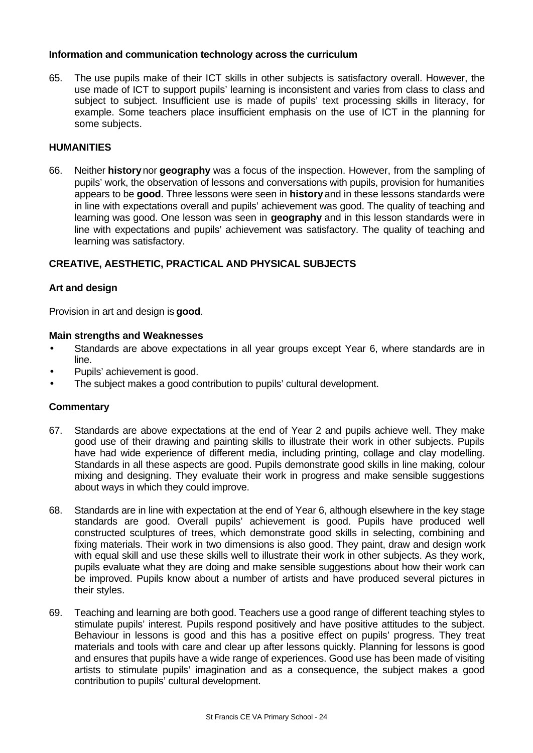### Information and communication technology across the curriculum

65. The use pupils make of their ICT skills in other subjects is satisfactory overall. However, the use made of ICT to support pupils' learning is inconsistent and varies from class to class and subject to subject. Insufficient use is made of pupils' text processing skills in literacy, for example. Some teachers place insufficient emphasis on the use of ICT in the planning for some subjects.

## HUMANITIES

66. Neither **history** nor **geography** was a focus of the inspection. However, from the sampling of pupils' work, the observation of lessons and conversations with pupils, provision for humanities appears to be **good**. Three lessons were seen in **history** and in these lessons standards were in line with expectations overall and pupils' achievement was good. The quality of teaching and learning was good. One lesson was seen in **geography** and in this lesson standards were in line with expectations and pupils' achievement was satisfactory. The quality of teaching and learning was satisfactory.

## CREATIVE, AESTHETIC, PRACTICAL AND PHYSICAL SUBJECTS

### Art and design

Provision in art and design is **good**.

#### Main strengths and Weaknesses

- Standards are above expectations in all year groups except Year 6, where standards are in line.
- Pupils' achievement is good.
- The subject makes a good contribution to pupils' cultural development.

#### Commentary

67. Standards are above expectations at the end of Year 2 and pupils achieve well. They make good use of their drawing and painting skills to illustrate their work in other subjects. Pupils have had wide experience of different media, including printing, collage and clay modelling. Standards in all these aspects are good. Pupils demonstrate good skills in line making, colour mixing and designing. They evaluate their work in progress and make sensible suggestions about ways in which they could improve.

68. Standards are in line with expectation at the end of Year 6, although elsewhere in the key stage standards are good. Overall pupils' achievement is good. Pupils have produced well constructed sculptures of trees, which demonstrate good skills in selecting, combining and fixing materials. Their work in two dimensions is also good. They paint, draw and design work with equal skill and use these skills well to illustrate their work in other subjects. As they work, pupils evaluate what they are doing and make sensible suggestions about how their work can be improved. Pupils know about a number of artists and have produced several pictures in their styles.

69. Teaching and learning are both good. Teachers use a good range of different teaching styles to stimulate pupils' interest. Pupils respond positively and have positive attitudes to the subject. Behaviour in lessons is good and this has a positive effect on pupils' progress. They treat materials and tools with care and clear up after lessons quickly. Planning for lessons is good and ensures that pupils have a wide range of experiences. Good use has been made of visiting artists to stimulate pupils' imagination and as a consequence, the subject makes a good contribution to pupils' cultural development.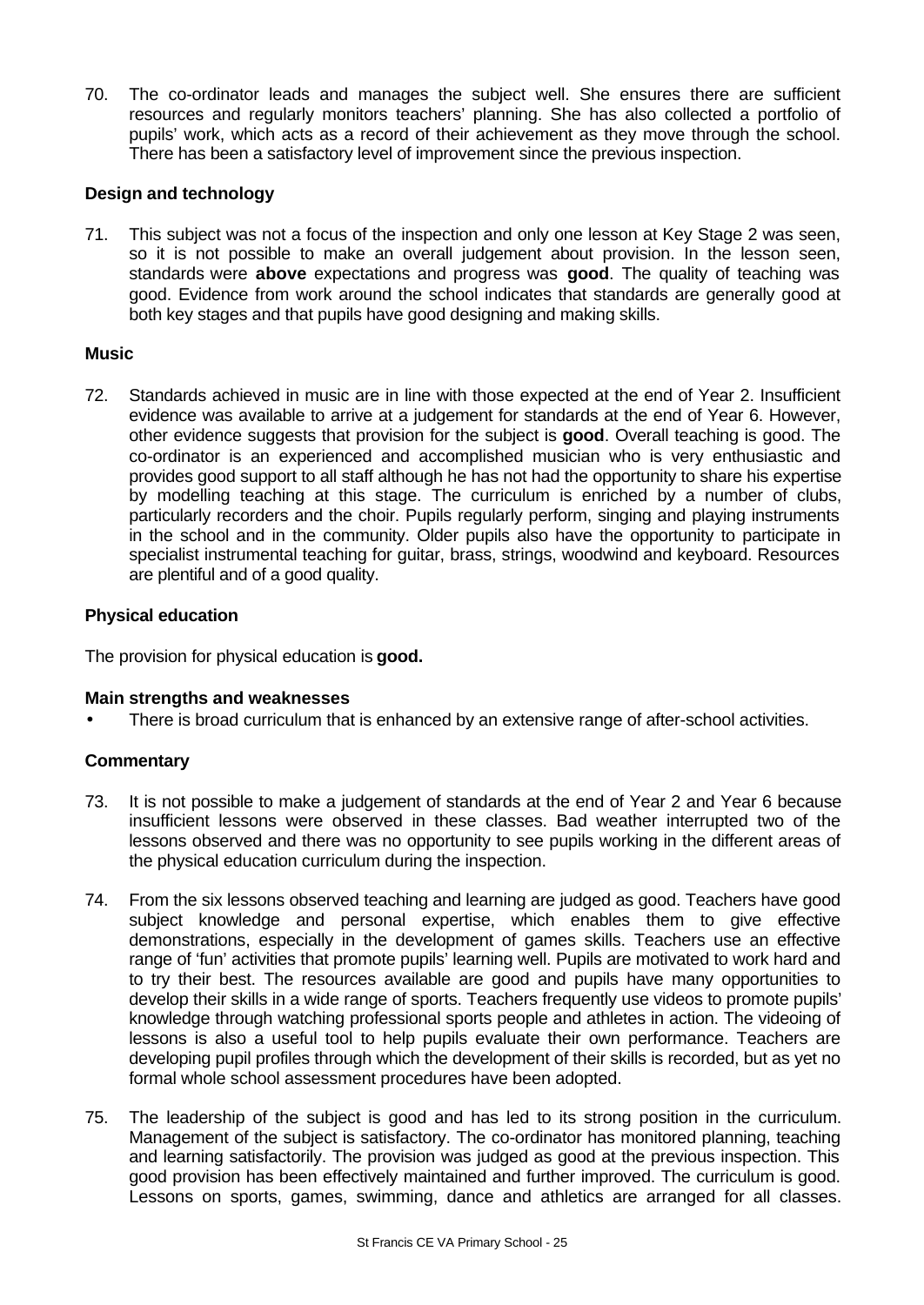70. The co-ordinator leads and manages the subject well. She ensures there are sufficient resources and regularly monitors teachers' planning. She has also collected a portfolio of pupils' work, which acts as a record of their achievement as they move through the school. There has been a satisfactory level of improvement since the previous inspection.

### Design and technology

71. This subject was not a focus of the inspection and only one lesson at Key Stage 2 was seen, so it is not possible to make an overall judgement about provision. In the lesson seen, standards were **above** expectations and progress was **good**. The quality of teaching was good. Evidence from work around the school indicates that standards are generally good at both key stages and that pupils have good designing and making skills.

### Music

72. Standards achieved in music are in line with those expected at the end of Year 2. Insufficient evidence was available to arrive at a judgement for standards at the end of Year 6. However, other evidence suggests that provision for the subject is **good**. Overall teaching is good. The co-ordinator is an experienced and accomplished musician who is very enthusiastic and provides good support to all staff although he has not had the opportunity to share his expertise by modelling teaching at this stage. The curriculum is enriched by a number of clubs, particularly recorders and the choir. Pupils regularly perform, singing and playing instruments in the school and in the community. Older pupils also have the opportunity to participate in specialist instrumental teaching for guitar, brass, strings, woodwind and keyboard. Resources are plentiful and of a good quality.

### Physical education

The provision for physical education is **good.**

#### Main strengths and weaknesses

- There is broad curriculum that is enhanced by an extensive range of after-school activities.

#### Commentary

73. It is not possible to make a judgement of standards at the end of Year 2 and Year 6 because insufficient lessons were observed in these classes. Bad weather interrupted two of the lessons observed and there was no opportunity to see pupils working in the different areas of the physical education curriculum during the inspection.

74. From the six lessons observed teaching and learning are judged as good. Teachers have good subject knowledge and personal expertise, which enables them to give effective demonstrations, especially in the development of games skills. Teachers use an effective range of 'fun' activities that promote pupils' learning well. Pupils are motivated to work hard and to try their best. The resources available are good and pupils have many opportunities to develop their skills in a wide range of sports. Teachers frequently use videos to promote pupils' knowledge through watching professional sports people and athletes in action. The videoing of lessons is also a useful tool to help pupils evaluate their own performance. Teachers are developing pupil profiles through which the development of their skills is recorded, but as yet no formal whole school assessment procedures have been adopted.

75. The leadership of the subject is good and has led to its strong position in the curriculum. Management of the subject is satisfactory. The co-ordinator has monitored planning, teaching and learning satisfactorily. The provision was judged as good at the previous inspection. This good provision has been effectively maintained and further improved. The curriculum is good. Lessons on sports, games, swimming, dance and athletics are arranged for all classes.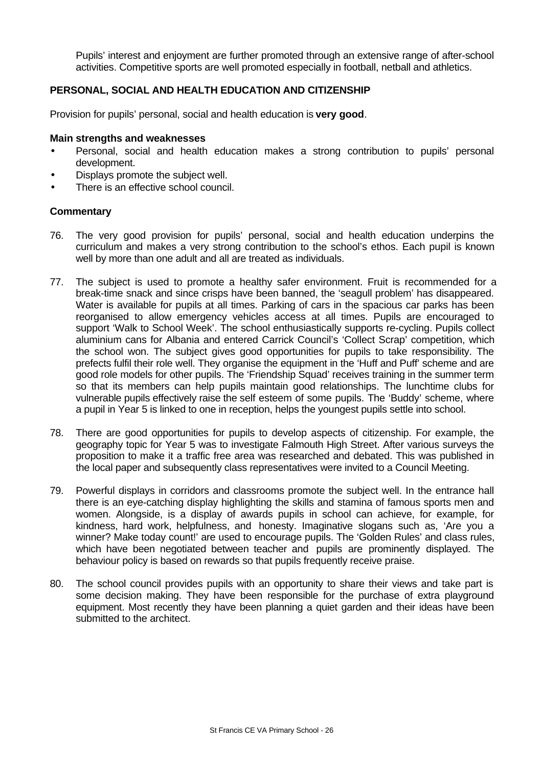Pupils' interest and enjoyment are further promoted through an extensive range of after-school activities. Competitive sports are well promoted especially in football, netball and athletics.

### PERSONAL, SOCIAL AND HEALTH EDUCATION AND CITIZENSHIP

Provision for pupils' personal, social and health education is **very good**.

**Main strengths and weaknesses**

- Personal, social and health education makes a strong contribution to pupils' personal development.
- Displays promote the subject well.
- There is an effective school council.

**Commentary**

76. The very good provision for pupils' personal, social and health education underpins the curriculum and makes a very strong contribution to the school's ethos. Each pupil is known well by more than one adult and all are treated as individuals.

77. The subject is used to promote a healthy safer environment. Fruit is recommended for a break-time snack and since crisps have been banned, the 'seagull problem' has disappeared. Water is available for pupils at all times. Parking of cars in the spacious car parks has been reorganised to allow emergency vehicles access at all times. Pupils are encouraged to support 'Walk to School Week'. The school enthusiastically supports re-cycling. Pupils collect aluminium cans for Albania and entered Carrick Council's 'Collect Scrap' competition, which the school won. The subject gives good opportunities for pupils to take responsibility. The prefects fulfil their role well. They organise the equipment in the 'Huff and Puff' scheme and are good role models for other pupils. The 'Friendship Squad' receives training in the summer term so that its members can help pupils maintain good relationships. The lunchtime clubs for vulnerable pupils effectively raise the self esteem of some pupils. The 'Buddy' scheme, where a pupil in Year 5 is linked to one in reception, helps the youngest pupils settle into school.

78. There are good opportunities for pupils to develop aspects of citizenship. For example, the geography topic for Year 5 was to investigate Falmouth High Street. After various surveys the proposition to make it a traffic free area was researched and debated. This was published in the local paper and subsequently class representatives were invited to a Council Meeting.

79. Powerful displays in corridors and classrooms promote the subject well. In the entrance hall there is an eye-catching display highlighting the skills and stamina of famous sports men and women. Alongside, is a display of awards pupils in school can achieve, for example, for kindness, hard work, helpfulness, and honesty. Imaginative slogans such as, 'Are you a winner? Make today count!' are used to encourage pupils. The 'Golden Rules' and class rules, which have been negotiated between teacher and pupils are prominently displayed. The behaviour policy is based on rewards so that pupils frequently receive praise.

80. The school council provides pupils with an opportunity to share their views and take part is some decision making. They have been responsible for the purchase of extra playground equipment. Most recently they have been planning a quiet garden and their ideas have been submitted to the architect.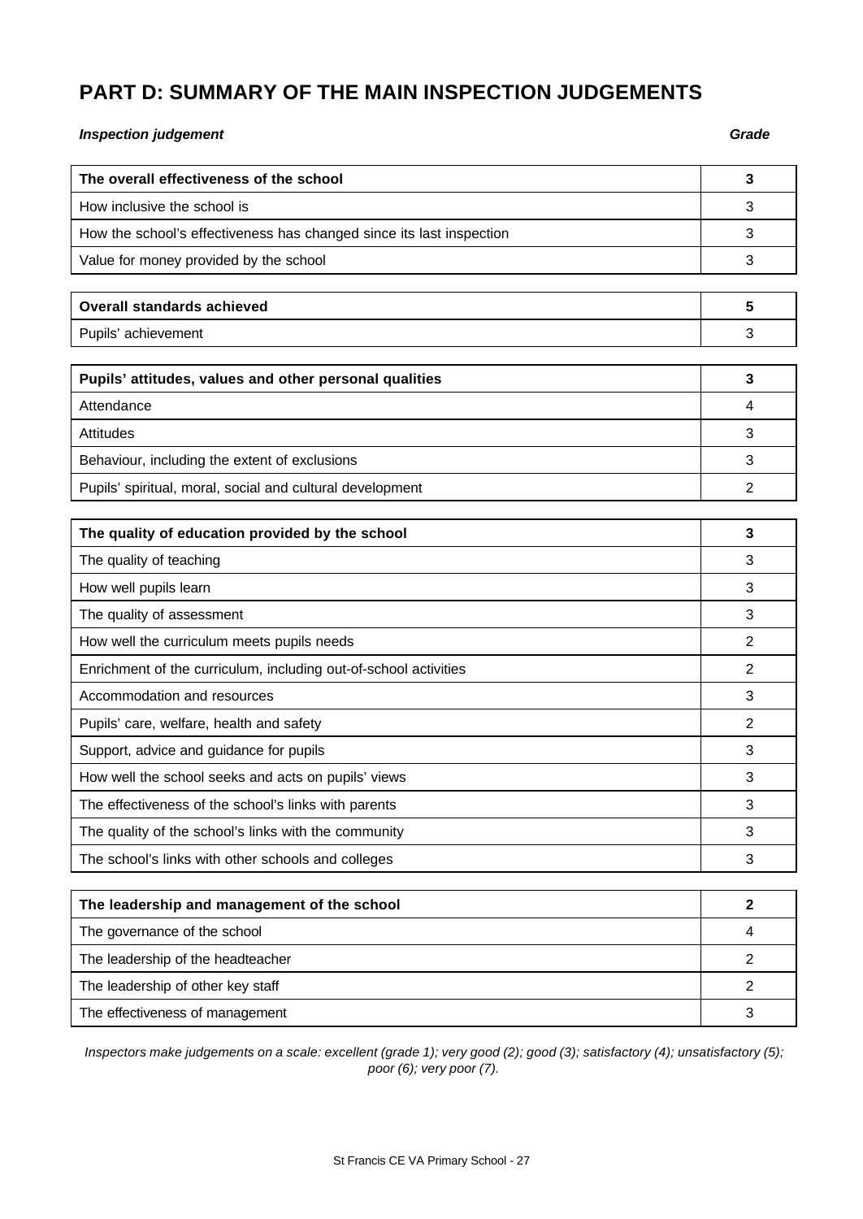# PART D: SUMMARY OF THE MAIN INSPECTION JUDGEMENTS

| ***Inspection judgement*** | ***Grade*** |
|---|---|
| **The overall effectiveness of the school** | **3** |
| How inclusive the school is | 3 |
| How the school's effectiveness has changed since its last inspection | 3 |
| Value for money provided by the school | 3 |
| **Overall standards achieved** | **5** |
| Pupils' achievement | 3 |
| **Pupils' attitudes, values and other personal qualities** | **3** |
| Attendance | 4 |
| Attitudes | 3 |
| Behaviour, including the extent of exclusions | 3 |
| Pupils' spiritual, moral, social and cultural development | 2 |
| **The quality of education provided by the school** | **3** |
| The quality of teaching | 3 |
| How well pupils learn | 3 |
| The quality of assessment | 3 |
| How well the curriculum meets pupils needs | 2 |
| Enrichment of the curriculum, including out-of-school activities | 2 |
| Accommodation and resources | 3 |
| Pupils' care, welfare, health and safety | 2 |
| Support, advice and guidance for pupils | 3 |
| How well the school seeks and acts on pupils' views | 3 |
| The effectiveness of the school's links with parents | 3 |
| The quality of the school's links with the community | 3 |
| The school's links with other schools and colleges | 3 |
| **The leadership and management of the school** | **2** |
| The governance of the school | 4 |
| The leadership of the headteacher | 2 |
| The leadership of other key staff | 2 |
| The effectiveness of management | 3 |

*Inspectors make judgements on a scale: excellent (grade 1); very good (2); good (3); satisfactory (4); unsatisfactory (5); poor (6); very poor (7).*